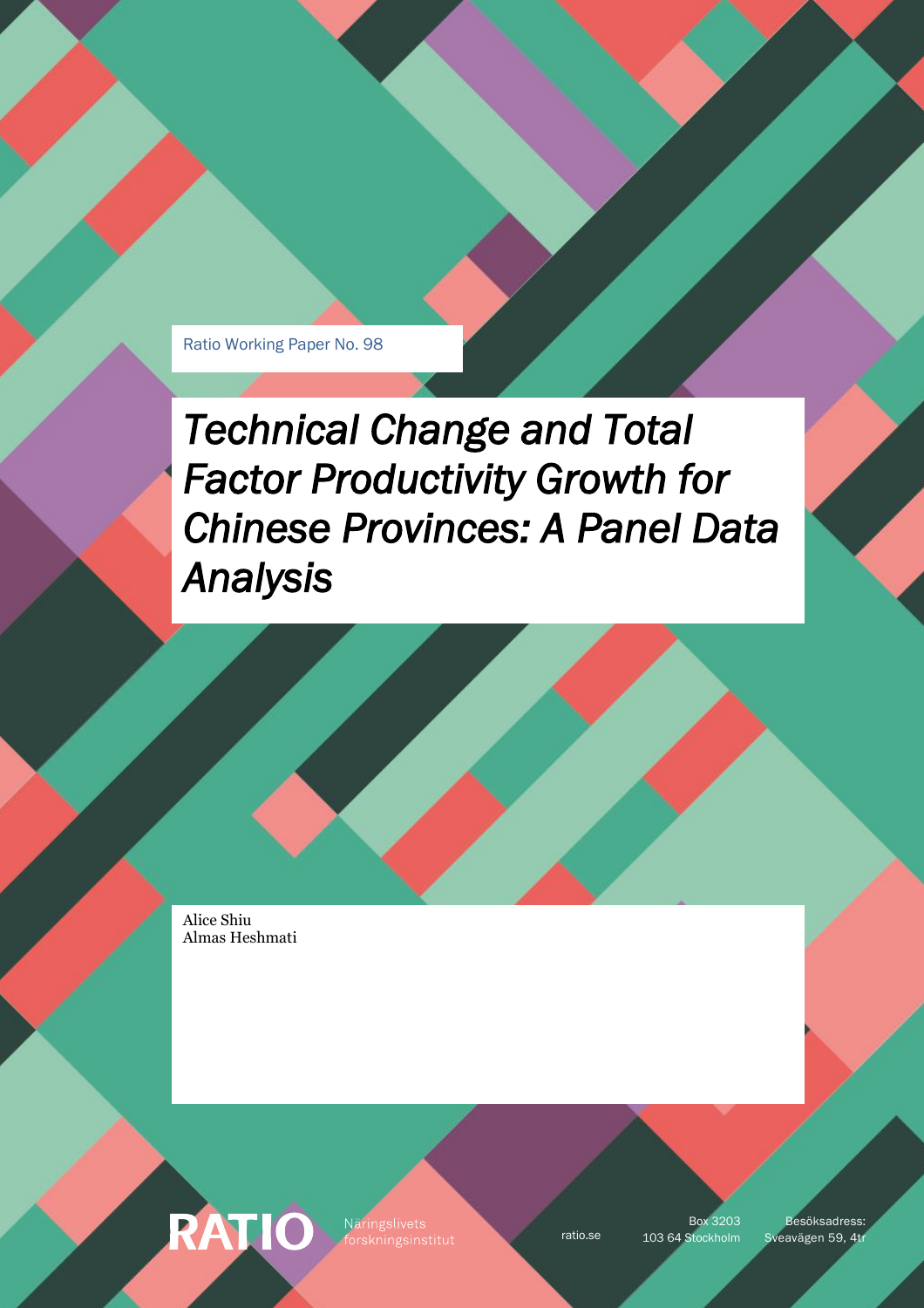Ratio Working Paper No. 98

# *Technical Change and Total Factor Productivity Growth for Chinese Provinces: A Panel Data Analysis*

Alice Shiu
Almas Heshmati

RATIO Näringslivets forskningsinstitut

ratio.se

Box 3203
103 64 Stockholm

Besöksadress:
Sveavägen 59, 4tr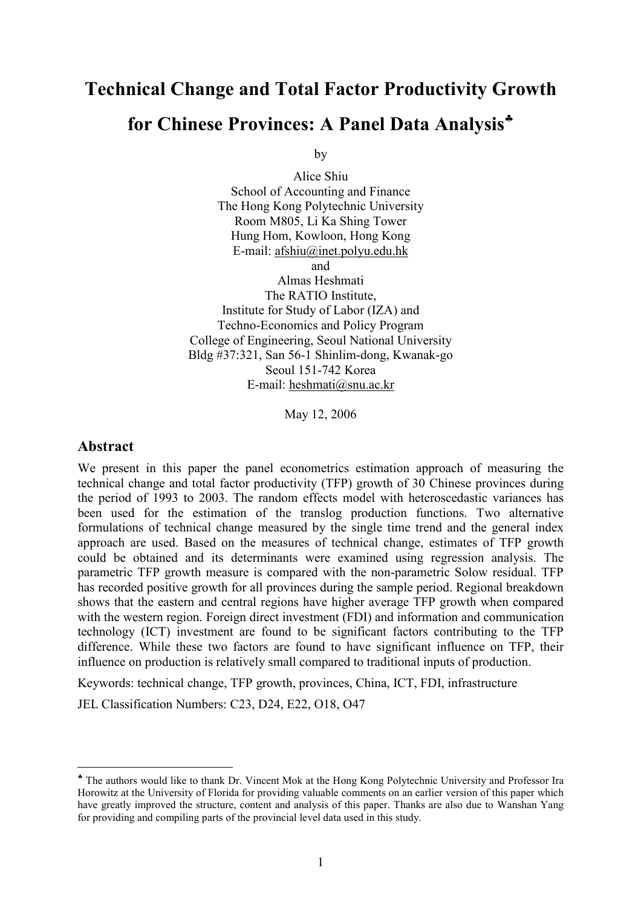# Technical Change and Total Factor Productivity Growth for Chinese Provinces: A Panel Data Analysis[♣]

by

Alice Shiu
School of Accounting and Finance
The Hong Kong Polytechnic University
Room M805, Li Ka Shing Tower
Hung Hom, Kowloon, Hong Kong
E-mail: afshiu@inet.polyu.edu.hk

and

Almas Heshmati
The RATIO Institute,
Institute for Study of Labor (IZA) and
Techno-Economics and Policy Program
College of Engineering, Seoul National University
Bldg #37:321, San 56-1 Shinlim-dong, Kwanak-go
Seoul 151-742 Korea
E-mail: heshmati@snu.ac.kr

May 12, 2006

## Abstract

We present in this paper the panel econometrics estimation approach of measuring the technical change and total factor productivity (TFP) growth of 30 Chinese provinces during the period of 1993 to 2003. The random effects model with heteroscedastic variances has been used for the estimation of the translog production functions. Two alternative formulations of technical change measured by the single time trend and the general index approach are used. Based on the measures of technical change, estimates of TFP growth could be obtained and its determinants were examined using regression analysis. The parametric TFP growth measure is compared with the non-parametric Solow residual. TFP has recorded positive growth for all provinces during the sample period. Regional breakdown shows that the eastern and central regions have higher average TFP growth when compared with the western region. Foreign direct investment (FDI) and information and communication technology (ICT) investment are found to be significant factors contributing to the TFP difference. While these two factors are found to have significant influence on TFP, their influence on production is relatively small compared to traditional inputs of production.

Keywords: technical change, TFP growth, provinces, China, ICT, FDI, infrastructure

JEL Classification Numbers: C23, D24, E22, O18, O47

[♣] The authors would like to thank Dr. Vincent Mok at the Hong Kong Polytechnic University and Professor Ira Horowitz at the University of Florida for providing valuable comments on an earlier version of this paper which have greatly improved the structure, content and analysis of this paper. Thanks are also due to Wanshan Yang for providing and compiling parts of the provincial level data used in this study.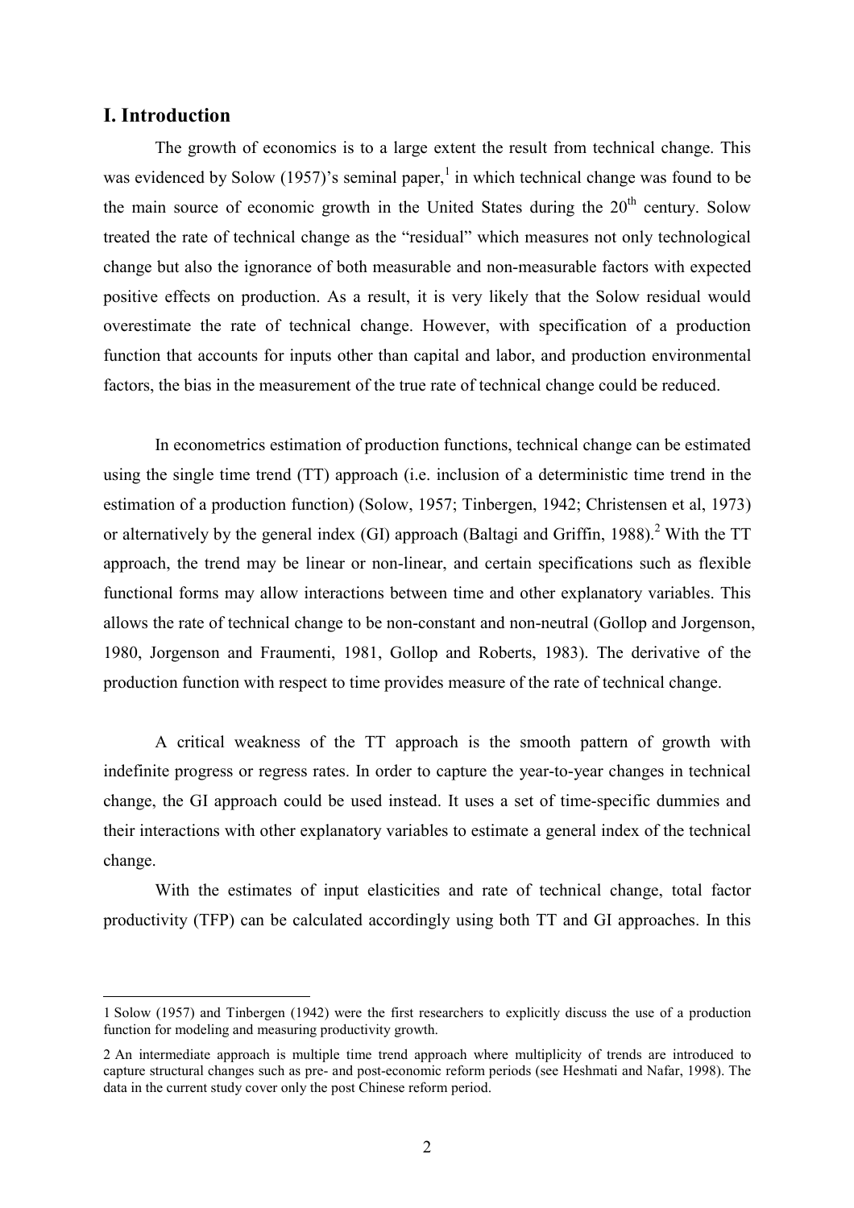## I. Introduction

The growth of economics is to a large extent the result from technical change. This was evidenced by Solow (1957)'s seminal paper,[1] in which technical change was found to be the main source of economic growth in the United States during the 20$^{th}$ century. Solow treated the rate of technical change as the "residual" which measures not only technological change but also the ignorance of both measurable and non-measurable factors with expected positive effects on production. As a result, it is very likely that the Solow residual would overestimate the rate of technical change. However, with specification of a production function that accounts for inputs other than capital and labor, and production environmental factors, the bias in the measurement of the true rate of technical change could be reduced.

In econometrics estimation of production functions, technical change can be estimated using the single time trend (TT) approach (i.e. inclusion of a deterministic time trend in the estimation of a production function) (Solow, 1957; Tinbergen, 1942; Christensen et al, 1973) or alternatively by the general index (GI) approach (Baltagi and Griffin, 1988).[2] With the TT approach, the trend may be linear or non-linear, and certain specifications such as flexible functional forms may allow interactions between time and other explanatory variables. This allows the rate of technical change to be non-constant and non-neutral (Gollop and Jorgenson, 1980, Jorgenson and Fraumenti, 1981, Gollop and Roberts, 1983). The derivative of the production function with respect to time provides measure of the rate of technical change.

A critical weakness of the TT approach is the smooth pattern of growth with indefinite progress or regress rates. In order to capture the year-to-year changes in technical change, the GI approach could be used instead. It uses a set of time-specific dummies and their interactions with other explanatory variables to estimate a general index of the technical change.

With the estimates of input elasticities and rate of technical change, total factor productivity (TFP) can be calculated accordingly using both TT and GI approaches. In this

---

1 Solow (1957) and Tinbergen (1942) were the first researchers to explicitly discuss the use of a production function for modeling and measuring productivity growth.

2 An intermediate approach is multiple time trend approach where multiplicity of trends are introduced to capture structural changes such as pre- and post-economic reform periods (see Heshmati and Nafar, 1998). The data in the current study cover only the post Chinese reform period.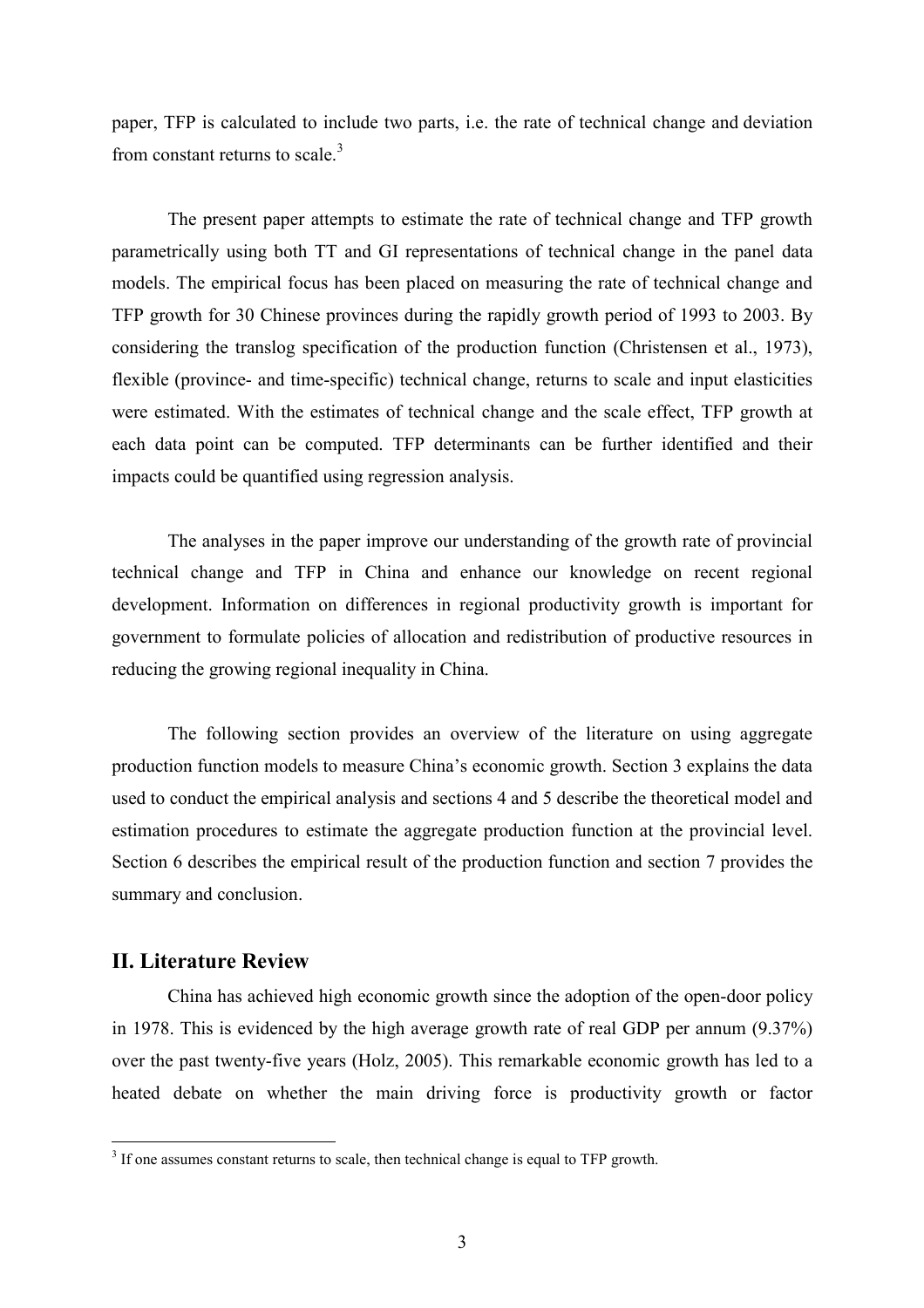paper, TFP is calculated to include two parts, i.e. the rate of technical change and deviation from constant returns to scale.[3]

The present paper attempts to estimate the rate of technical change and TFP growth parametrically using both TT and GI representations of technical change in the panel data models. The empirical focus has been placed on measuring the rate of technical change and TFP growth for 30 Chinese provinces during the rapidly growth period of 1993 to 2003. By considering the translog specification of the production function (Christensen et al., 1973), flexible (province- and time-specific) technical change, returns to scale and input elasticities were estimated. With the estimates of technical change and the scale effect, TFP growth at each data point can be computed. TFP determinants can be further identified and their impacts could be quantified using regression analysis.

The analyses in the paper improve our understanding of the growth rate of provincial technical change and TFP in China and enhance our knowledge on recent regional development. Information on differences in regional productivity growth is important for government to formulate policies of allocation and redistribution of productive resources in reducing the growing regional inequality in China.

The following section provides an overview of the literature on using aggregate production function models to measure China's economic growth. Section 3 explains the data used to conduct the empirical analysis and sections 4 and 5 describe the theoretical model and estimation procedures to estimate the aggregate production function at the provincial level. Section 6 describes the empirical result of the production function and section 7 provides the summary and conclusion.

## II. Literature Review

China has achieved high economic growth since the adoption of the open-door policy in 1978. This is evidenced by the high average growth rate of real GDP per annum (9.37%) over the past twenty-five years (Holz, 2005). This remarkable economic growth has led to a heated debate on whether the main driving force is productivity growth or factor

[3] If one assumes constant returns to scale, then technical change is equal to TFP growth.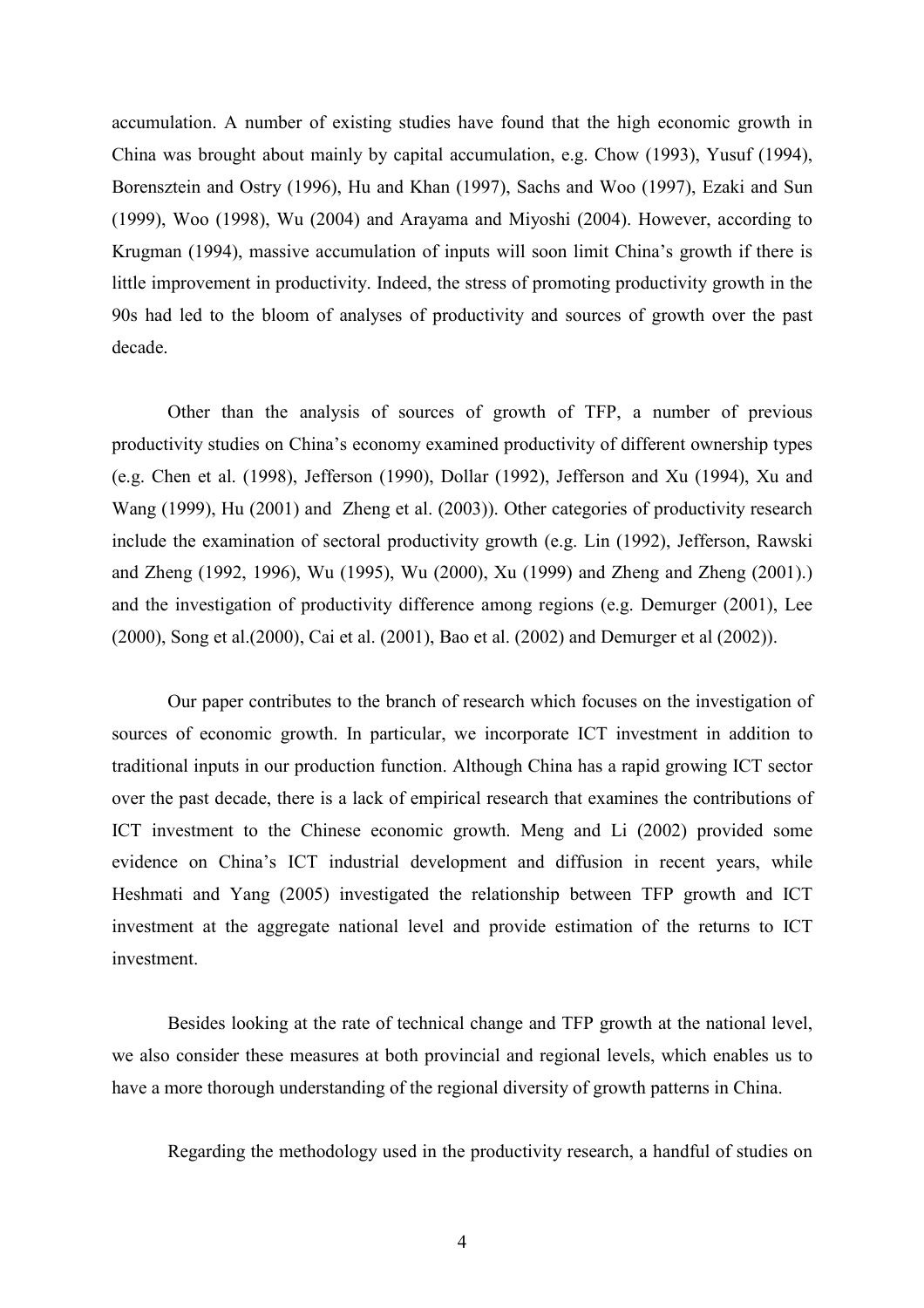accumulation. A number of existing studies have found that the high economic growth in China was brought about mainly by capital accumulation, e.g. Chow (1993), Yusuf (1994), Borensztein and Ostry (1996), Hu and Khan (1997), Sachs and Woo (1997), Ezaki and Sun (1999), Woo (1998), Wu (2004) and Arayama and Miyoshi (2004). However, according to Krugman (1994), massive accumulation of inputs will soon limit China's growth if there is little improvement in productivity. Indeed, the stress of promoting productivity growth in the 90s had led to the bloom of analyses of productivity and sources of growth over the past decade.

Other than the analysis of sources of growth of TFP, a number of previous productivity studies on China's economy examined productivity of different ownership types (e.g. Chen et al. (1998), Jefferson (1990), Dollar (1992), Jefferson and Xu (1994), Xu and Wang (1999), Hu (2001) and Zheng et al. (2003)). Other categories of productivity research include the examination of sectoral productivity growth (e.g. Lin (1992), Jefferson, Rawski and Zheng (1992, 1996), Wu (1995), Wu (2000), Xu (1999) and Zheng and Zheng (2001).) and the investigation of productivity difference among regions (e.g. Demurger (2001), Lee (2000), Song et al.(2000), Cai et al. (2001), Bao et al. (2002) and Demurger et al (2002)).

Our paper contributes to the branch of research which focuses on the investigation of sources of economic growth. In particular, we incorporate ICT investment in addition to traditional inputs in our production function. Although China has a rapid growing ICT sector over the past decade, there is a lack of empirical research that examines the contributions of ICT investment to the Chinese economic growth. Meng and Li (2002) provided some evidence on China's ICT industrial development and diffusion in recent years, while Heshmati and Yang (2005) investigated the relationship between TFP growth and ICT investment at the aggregate national level and provide estimation of the returns to ICT investment.

Besides looking at the rate of technical change and TFP growth at the national level, we also consider these measures at both provincial and regional levels, which enables us to have a more thorough understanding of the regional diversity of growth patterns in China.

Regarding the methodology used in the productivity research, a handful of studies on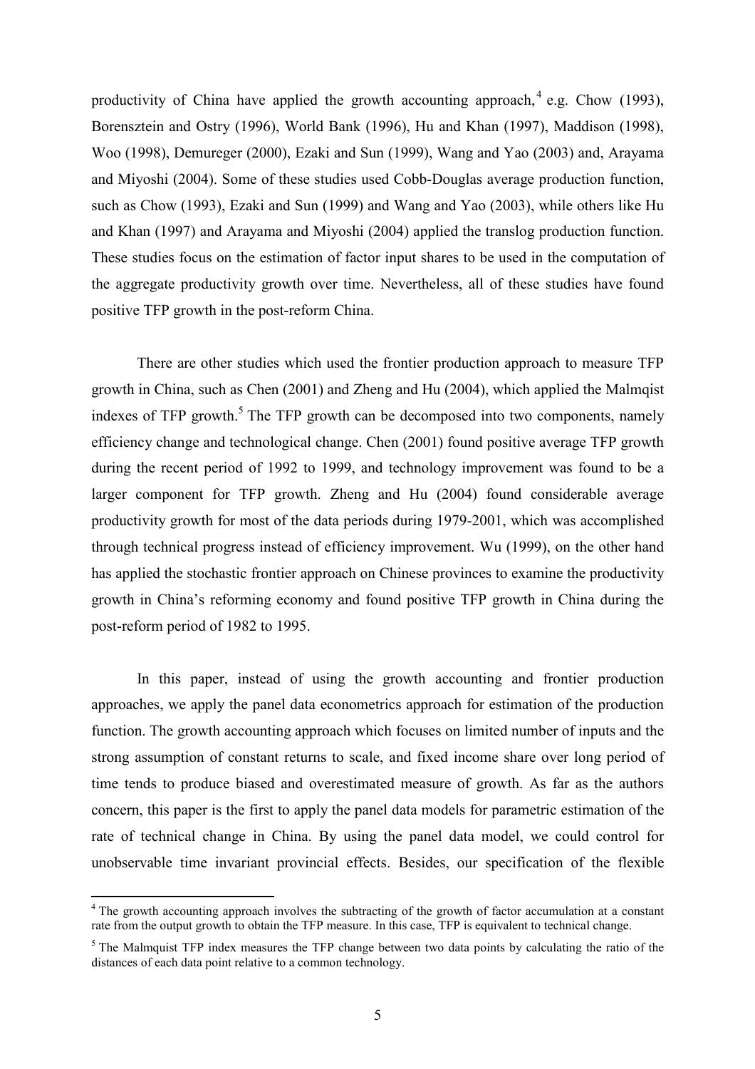productivity of China have applied the growth accounting approach,[4] e.g. Chow (1993), Borensztein and Ostry (1996), World Bank (1996), Hu and Khan (1997), Maddison (1998), Woo (1998), Demureger (2000), Ezaki and Sun (1999), Wang and Yao (2003) and, Arayama and Miyoshi (2004). Some of these studies used Cobb-Douglas average production function, such as Chow (1993), Ezaki and Sun (1999) and Wang and Yao (2003), while others like Hu and Khan (1997) and Arayama and Miyoshi (2004) applied the translog production function. These studies focus on the estimation of factor input shares to be used in the computation of the aggregate productivity growth over time. Nevertheless, all of these studies have found positive TFP growth in the post-reform China.

There are other studies which used the frontier production approach to measure TFP growth in China, such as Chen (2001) and Zheng and Hu (2004), which applied the Malmqist indexes of TFP growth.[5] The TFP growth can be decomposed into two components, namely efficiency change and technological change. Chen (2001) found positive average TFP growth during the recent period of 1992 to 1999, and technology improvement was found to be a larger component for TFP growth. Zheng and Hu (2004) found considerable average productivity growth for most of the data periods during 1979-2001, which was accomplished through technical progress instead of efficiency improvement. Wu (1999), on the other hand has applied the stochastic frontier approach on Chinese provinces to examine the productivity growth in China's reforming economy and found positive TFP growth in China during the post-reform period of 1982 to 1995.

In this paper, instead of using the growth accounting and frontier production approaches, we apply the panel data econometrics approach for estimation of the production function. The growth accounting approach which focuses on limited number of inputs and the strong assumption of constant returns to scale, and fixed income share over long period of time tends to produce biased and overestimated measure of growth. As far as the authors concern, this paper is the first to apply the panel data models for parametric estimation of the rate of technical change in China. By using the panel data model, we could control for unobservable time invariant provincial effects. Besides, our specification of the flexible

---

[4] The growth accounting approach involves the subtracting of the growth of factor accumulation at a constant rate from the output growth to obtain the TFP measure. In this case, TFP is equivalent to technical change.

[5] The Malmquist TFP index measures the TFP change between two data points by calculating the ratio of the distances of each data point relative to a common technology.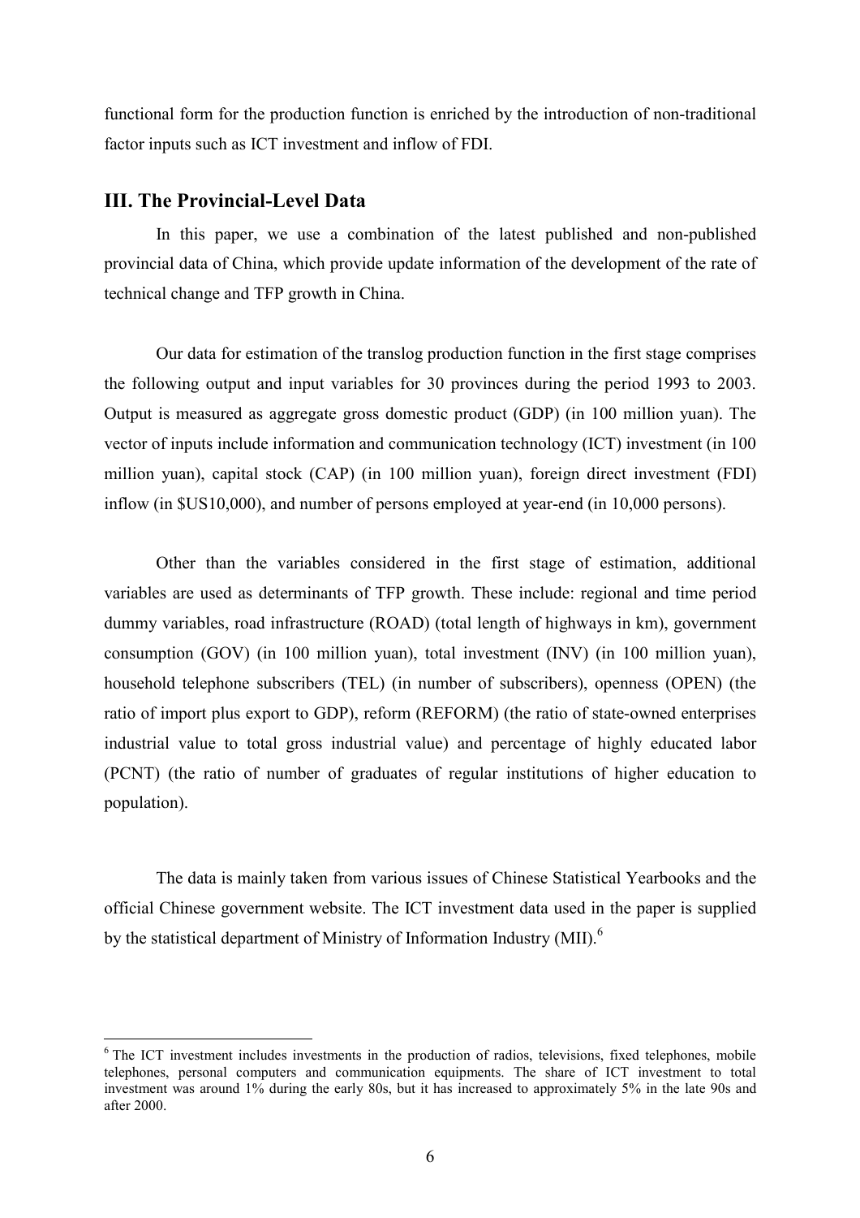functional form for the production function is enriched by the introduction of non-traditional factor inputs such as ICT investment and inflow of FDI.

## III. The Provincial-Level Data

In this paper, we use a combination of the latest published and non-published provincial data of China, which provide update information of the development of the rate of technical change and TFP growth in China.

Our data for estimation of the translog production function in the first stage comprises the following output and input variables for 30 provinces during the period 1993 to 2003. Output is measured as aggregate gross domestic product (GDP) (in 100 million yuan). The vector of inputs include information and communication technology (ICT) investment (in 100 million yuan), capital stock (CAP) (in 100 million yuan), foreign direct investment (FDI) inflow (in $US10,000), and number of persons employed at year-end (in 10,000 persons).

Other than the variables considered in the first stage of estimation, additional variables are used as determinants of TFP growth. These include: regional and time period dummy variables, road infrastructure (ROAD) (total length of highways in km), government consumption (GOV) (in 100 million yuan), total investment (INV) (in 100 million yuan), household telephone subscribers (TEL) (in number of subscribers), openness (OPEN) (the ratio of import plus export to GDP), reform (REFORM) (the ratio of state-owned enterprises industrial value to total gross industrial value) and percentage of highly educated labor (PCNT) (the ratio of number of graduates of regular institutions of higher education to population).

The data is mainly taken from various issues of Chinese Statistical Yearbooks and the official Chinese government website. The ICT investment data used in the paper is supplied by the statistical department of Ministry of Information Industry (MII).[6]

---

[6] The ICT investment includes investments in the production of radios, televisions, fixed telephones, mobile telephones, personal computers and communication equipments. The share of ICT investment to total investment was around 1% during the early 80s, but it has increased to approximately 5% in the late 90s and after 2000.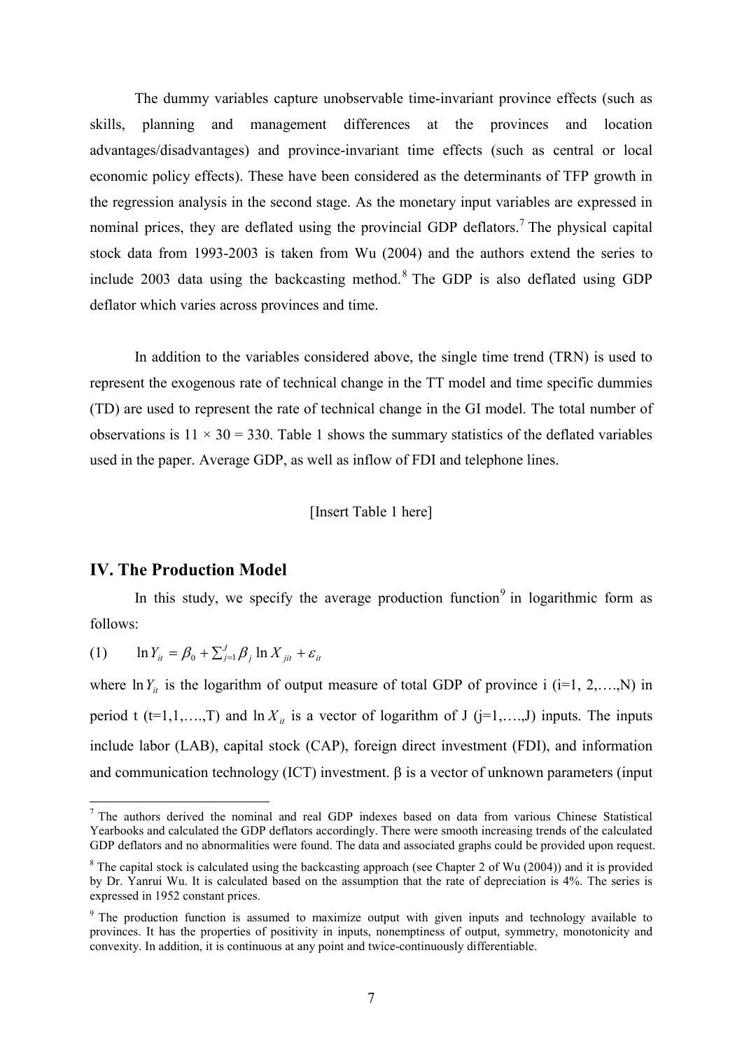The dummy variables capture unobservable time-invariant province effects (such as skills, planning and management differences at the provinces and location advantages/disadvantages) and province-invariant time effects (such as central or local economic policy effects). These have been considered as the determinants of TFP growth in the regression analysis in the second stage. As the monetary input variables are expressed in nominal prices, they are deflated using the provincial GDP deflators.[7] The physical capital stock data from 1993-2003 is taken from Wu (2004) and the authors extend the series to include 2003 data using the backcasting method.[8] The GDP is also deflated using GDP deflator which varies across provinces and time.

In addition to the variables considered above, the single time trend (TRN) is used to represent the exogenous rate of technical change in the TT model and time specific dummies (TD) are used to represent the rate of technical change in the GI model. The total number of observations is $11 \times 30 = 330$. Table 1 shows the summary statistics of the deflated variables used in the paper. Average GDP, as well as inflow of FDI and telephone lines.

[Insert Table 1 here]

## IV. The Production Model

In this study, we specify the average production function[9] in logarithmic form as follows:

$$(1) \qquad \ln Y_{it} = \beta_0 + \sum_{j=1}^{J} \beta_j \ln X_{jit} + \varepsilon_{it}$$

where $\ln Y_{it}$ is the logarithm of output measure of total GDP of province i (i=1, 2,….,N) in period t (t=1,1,….,T) and $\ln X_{it}$ is a vector of logarithm of J (j=1,….,J) inputs. The inputs include labor (LAB), capital stock (CAP), foreign direct investment (FDI), and information and communication technology (ICT) investment. β is a vector of unknown parameters (input

---

[7] The authors derived the nominal and real GDP indexes based on data from various Chinese Statistical Yearbooks and calculated the GDP deflators accordingly. There were smooth increasing trends of the calculated GDP deflators and no abnormalities were found. The data and associated graphs could be provided upon request.

[8] The capital stock is calculated using the backcasting approach (see Chapter 2 of Wu (2004)) and it is provided by Dr. Yanrui Wu. It is calculated based on the assumption that the rate of depreciation is 4%. The series is expressed in 1952 constant prices.

[9] The production function is assumed to maximize output with given inputs and technology available to provinces. It has the properties of positivity in inputs, nonemptiness of output, symmetry, monotonicity and convexity. In addition, it is continuous at any point and twice-continuously differentiable.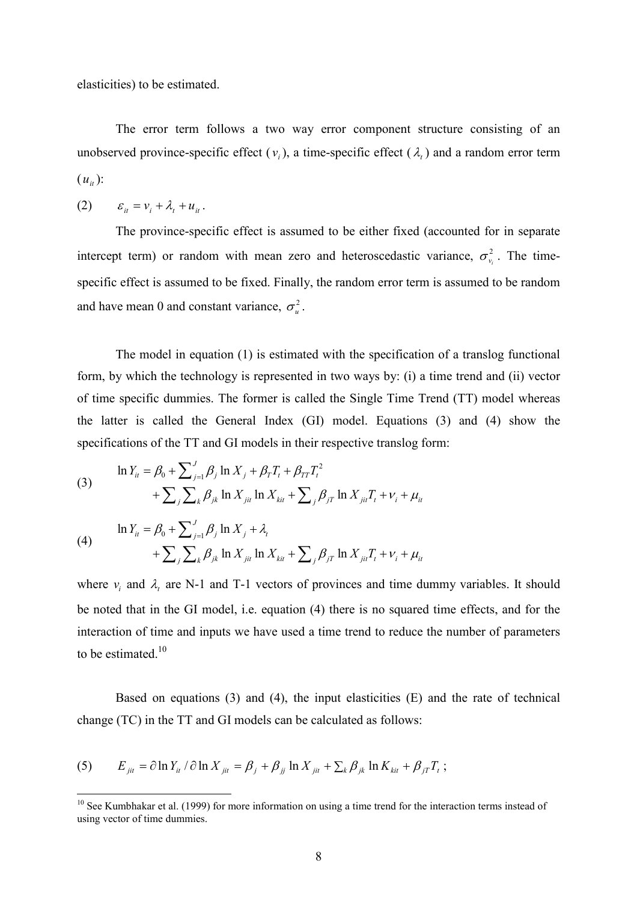elasticities) to be estimated.

The error term follows a two way error component structure consisting of an unobserved province-specific effect ($v_i$), a time-specific effect ($\lambda_t$) and a random error term ($u_{it}$):

(2) $\varepsilon_{it} = v_i + \lambda_t + u_{it}$.

The province-specific effect is assumed to be either fixed (accounted for in separate intercept term) or random with mean zero and heteroscedastic variance, $\sigma^2_{v_i}$. The time-specific effect is assumed to be fixed. Finally, the random error term is assumed to be random and have mean 0 and constant variance, $\sigma^2_u$.

The model in equation (1) is estimated with the specification of a translog functional form, by which the technology is represented in two ways by: (i) a time trend and (ii) vector of time specific dummies. The former is called the Single Time Trend (TT) model whereas the latter is called the General Index (GI) model. Equations (3) and (4) show the specifications of the TT and GI models in their respective translog form:

$$(3) \quad \begin{aligned} \ln Y_{it} &= \beta_0 + \sum\nolimits_{j=1}^{J} \beta_j \ln X_j + \beta_T T_t + \beta_{TT} T_t^2 \\ &+ \sum\nolimits_j \sum\nolimits_k \beta_{jk} \ln X_{jit} \ln X_{kit} + \sum\nolimits_j \beta_{jT} \ln X_{jit} T_t + v_i + \mu_{it} \end{aligned}$$

$$(4) \quad \begin{aligned} \ln Y_{it} &= \beta_0 + \sum\nolimits_{j=1}^{J} \beta_j \ln X_j + \lambda_t \\ &+ \sum\nolimits_j \sum\nolimits_k \beta_{jk} \ln X_{jit} \ln X_{kit} + \sum\nolimits_j \beta_{jT} \ln X_{jit} T_t + v_i + \mu_{it} \end{aligned}$$

where $v_i$ and $\lambda_t$ are N-1 and T-1 vectors of provinces and time dummy variables. It should be noted that in the GI model, i.e. equation (4) there is no squared time effects, and for the interaction of time and inputs we have used a time trend to reduce the number of parameters to be estimated.[10]

Based on equations (3) and (4), the input elasticities (E) and the rate of technical change (TC) in the TT and GI models can be calculated as follows:

$$(5) \quad E_{jit} = \partial \ln Y_{it} / \partial \ln X_{jit} = \beta_j + \beta_{jj} \ln X_{jit} + \sum\nolimits_k \beta_{jk} \ln K_{kit} + \beta_{jT} T_t ;$$

[10] See Kumbhakar et al. (1999) for more information on using a time trend for the interaction terms instead of using vector of time dummies.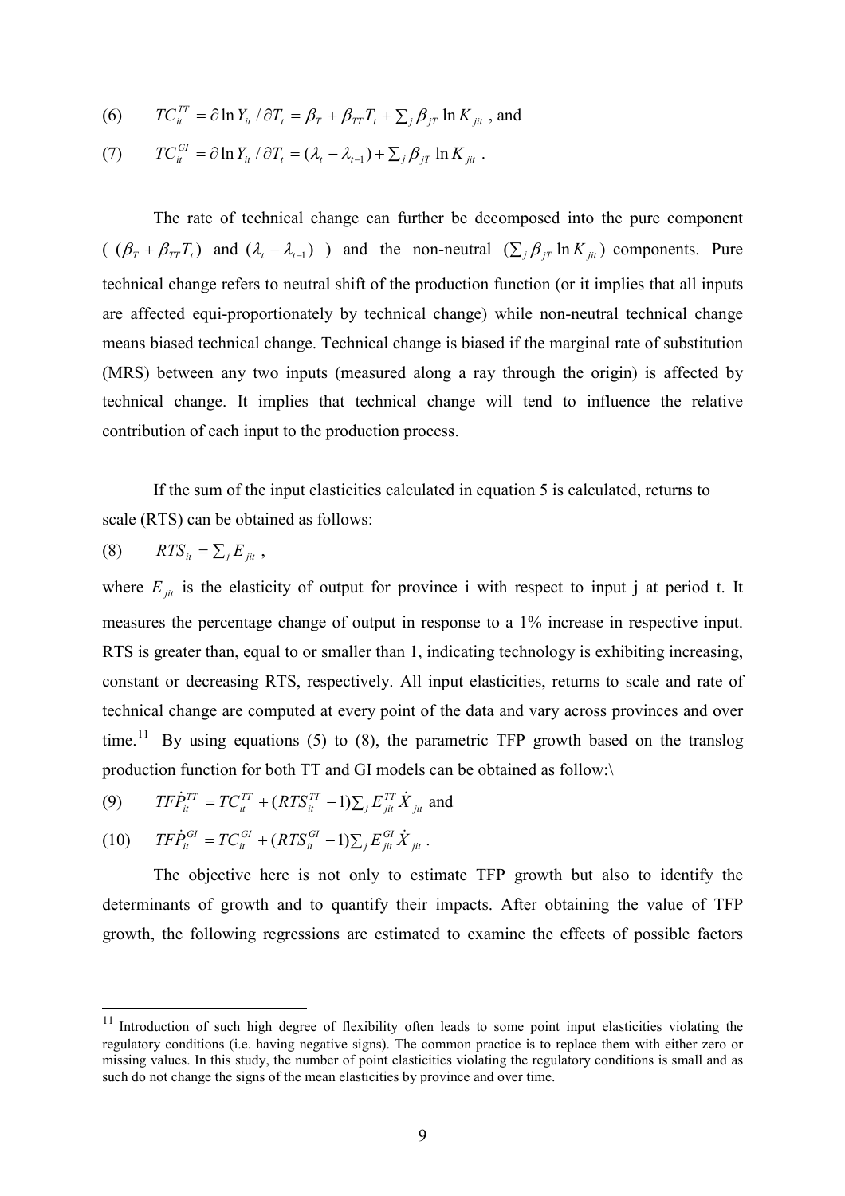(6) $TC_{it}^{TT} = \partial \ln Y_{it} / \partial T_t = \beta_T + \beta_{TT} T_t + \sum_j \beta_{jT} \ln K_{jit}$ , and

(7) $TC_{it}^{GI} = \partial \ln Y_{it} / \partial T_t = (\lambda_t - \lambda_{t-1}) + \sum_j \beta_{jT} \ln K_{jit}$ .

The rate of technical change can further be decomposed into the pure component ( $(\beta_T + \beta_{TT} T_t)$ and $(\lambda_t - \lambda_{t-1})$ ) and the non-neutral $(\sum_j \beta_{jT} \ln K_{jit})$ components. Pure technical change refers to neutral shift of the production function (or it implies that all inputs are affected equi-proportionately by technical change) while non-neutral technical change means biased technical change. Technical change is biased if the marginal rate of substitution (MRS) between any two inputs (measured along a ray through the origin) is affected by technical change. It implies that technical change will tend to influence the relative contribution of each input to the production process.

If the sum of the input elasticities calculated in equation 5 is calculated, returns to scale (RTS) can be obtained as follows:

(8) $RTS_{it} = \sum_j E_{jit}$ ,

where $E_{jit}$ is the elasticity of output for province i with respect to input j at period t. It measures the percentage change of output in response to a 1% increase in respective input. RTS is greater than, equal to or smaller than 1, indicating technology is exhibiting increasing, constant or decreasing RTS, respectively. All input elasticities, returns to scale and rate of technical change are computed at every point of the data and vary across provinces and over time.[11] By using equations (5) to (8), the parametric TFP growth based on the translog production function for both TT and GI models can be obtained as follow:\

(9) $T\dot{FP}_{it}^{TT} = TC_{it}^{TT} + (RTS_{it}^{TT} - 1) \sum_j E_{jit}^{TT} \dot{X}_{jit}$ and

(10) $T\dot{FP}_{it}^{GI} = TC_{it}^{GI} + (RTS_{it}^{GI} - 1) \sum_j E_{jit}^{GI} \dot{X}_{jit}$ .

The objective here is not only to estimate TFP growth but also to identify the determinants of growth and to quantify their impacts. After obtaining the value of TFP growth, the following regressions are estimated to examine the effects of possible factors

[11] Introduction of such high degree of flexibility often leads to some point input elasticities violating the regulatory conditions (i.e. having negative signs). The common practice is to replace them with either zero or missing values. In this study, the number of point elasticities violating the regulatory conditions is small and as such do not change the signs of the mean elasticities by province and over time.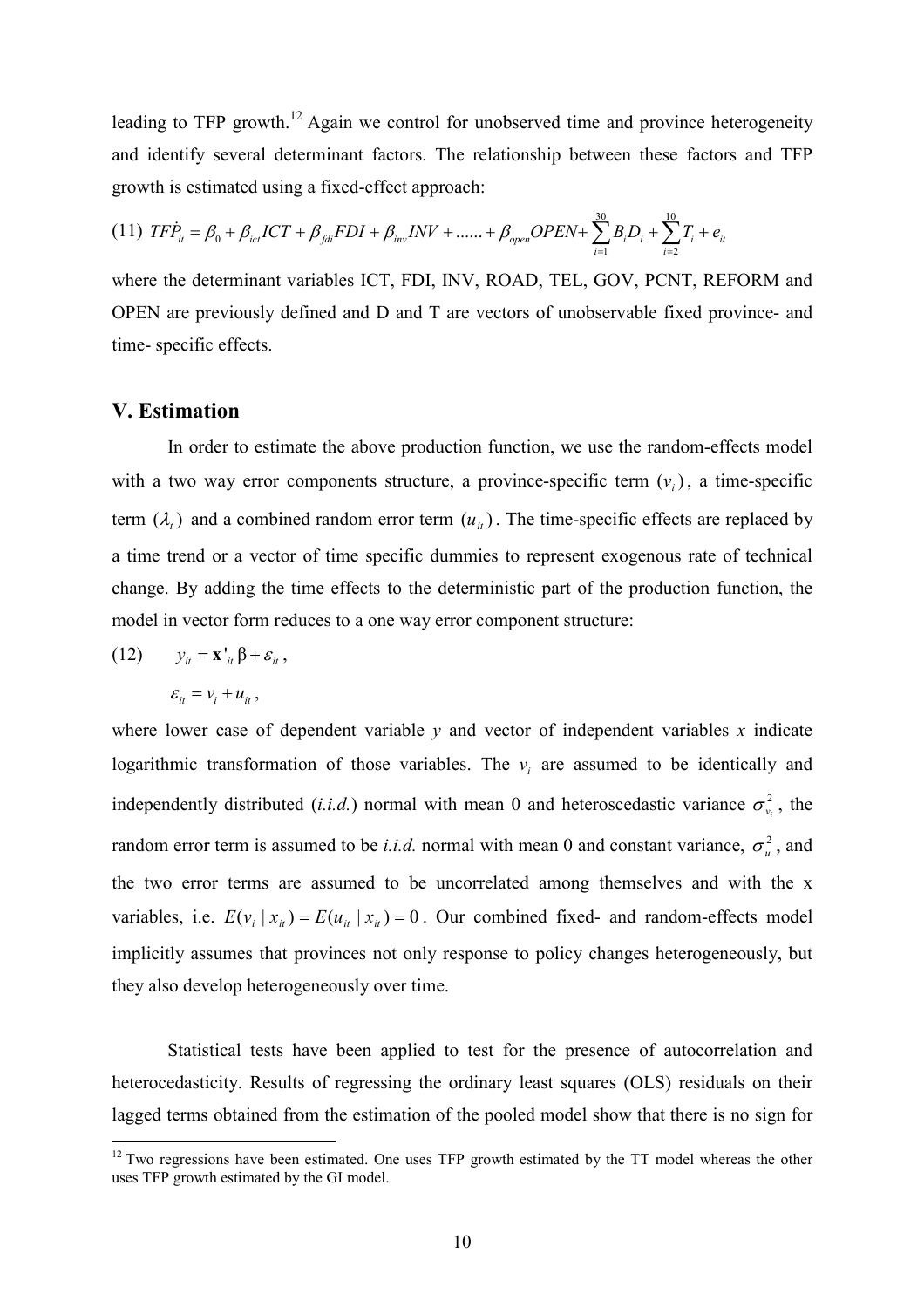leading to TFP growth.[12] Again we control for unobserved time and province heterogeneity and identify several determinant factors. The relationship between these factors and TFP growth is estimated using a fixed-effect approach:

$$(11)\ T\dot{F}P_{it} = \beta_0 + \beta_{ict}ICT + \beta_{fdi}FDI + \beta_{inv}INV + ...... + \beta_{open}OPEN + \sum_{i=1}^{30} B_i D_i + \sum_{i=2}^{10} T_i + e_{it}$$

where the determinant variables ICT, FDI, INV, ROAD, TEL, GOV, PCNT, REFORM and OPEN are previously defined and D and T are vectors of unobservable fixed province- and time- specific effects.

## V. Estimation

In order to estimate the above production function, we use the random-effects model with a two way error components structure, a province-specific term $(v_i)$, a time-specific term $(\lambda_t)$ and a combined random error term $(u_{it})$. The time-specific effects are replaced by a time trend or a vector of time specific dummies to represent exogenous rate of technical change. By adding the time effects to the deterministic part of the production function, the model in vector form reduces to a one way error component structure:

$$(12)\qquad y_{it} = \mathbf{x}'_{it}\beta + \varepsilon_{it},$$

$$\varepsilon_{it} = v_i + u_{it},$$

where lower case of dependent variable *y* and vector of independent variables *x* indicate logarithmic transformation of those variables. The $v_i$ are assumed to be identically and independently distributed (*i.i.d.*) normal with mean 0 and heteroscedastic variance $\sigma^2_{v_i}$, the random error term is assumed to be *i.i.d.* normal with mean 0 and constant variance, $\sigma^2_u$, and the two error terms are assumed to be uncorrelated among themselves and with the x variables, i.e. $E(v_i \mid x_{it}) = E(u_{it} \mid x_{it}) = 0$. Our combined fixed- and random-effects model implicitly assumes that provinces not only response to policy changes heterogeneously, but they also develop heterogeneously over time.

Statistical tests have been applied to test for the presence of autocorrelation and heterocedasticity. Results of regressing the ordinary least squares (OLS) residuals on their lagged terms obtained from the estimation of the pooled model show that there is no sign for

[12] Two regressions have been estimated. One uses TFP growth estimated by the TT model whereas the other uses TFP growth estimated by the GI model.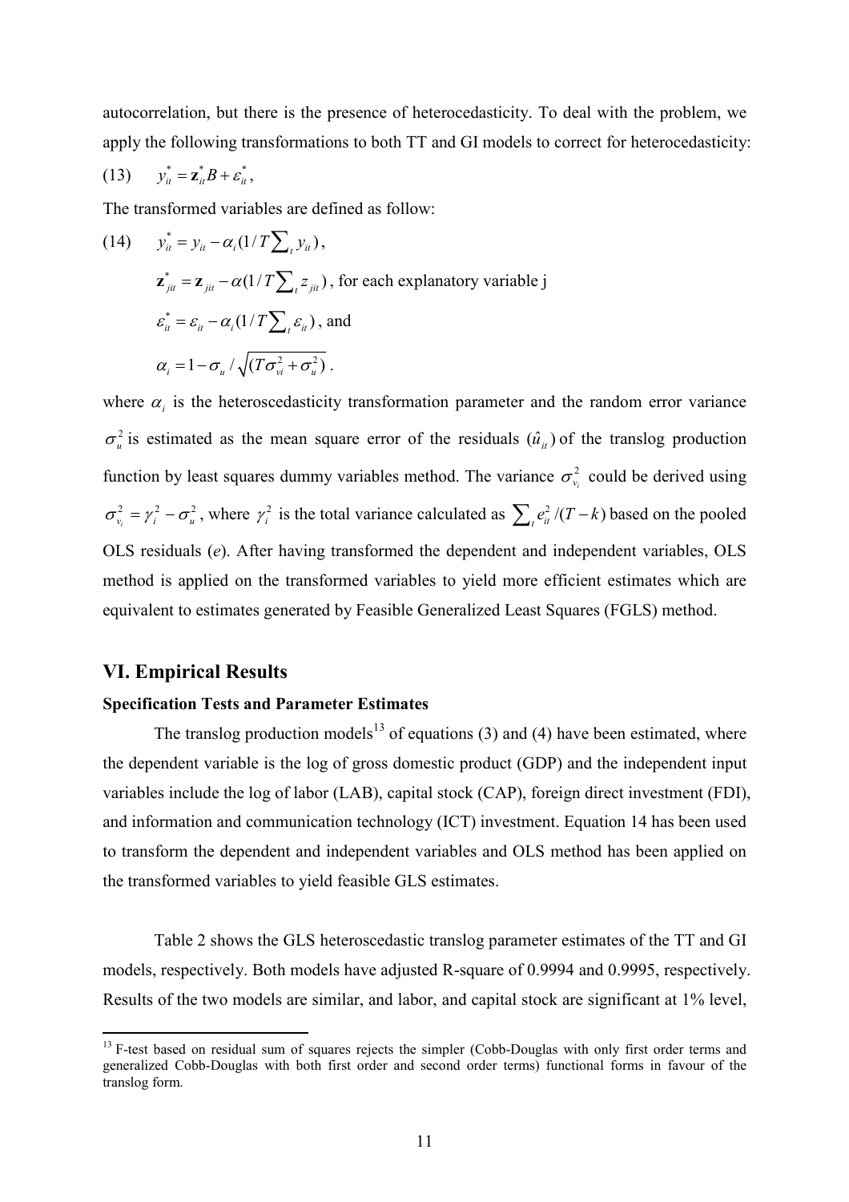autocorrelation, but there is the presence of heterocedasticity. To deal with the problem, we apply the following transformations to both TT and GI models to correct for heterocedasticity:

$$(13) \quad y_{it}^{*} = \mathbf{z}_{it}^{*} B + \varepsilon_{it}^{*},$$

The transformed variables are defined as follow:

$$(14) \quad y_{it}^{*} = y_{it} - \alpha_i (1/T \textstyle\sum_t y_{it}),$$

$$\mathbf{z}_{jit}^{*} = \mathbf{z}_{jit} - \alpha (1/T \textstyle\sum_t z_{jit}), \text{ for each explanatory variable j}$$

$$\varepsilon_{it}^{*} = \varepsilon_{it} - \alpha_i (1/T \textstyle\sum_t \varepsilon_{it}), \text{ and}$$

$$\alpha_i = 1 - \sigma_u / \sqrt{(T\sigma_{vi}^2 + \sigma_u^2)} .$$

where $\alpha_i$ is the heteroscedasticity transformation parameter and the random error variance $\sigma_u^2$ is estimated as the mean square error of the residuals $(\hat{u}_{it})$ of the translog production function by least squares dummy variables method. The variance $\sigma_{v_i}^2$ could be derived using $\sigma_{v_i}^2 = \gamma_i^2 - \sigma_u^2$, where $\gamma_i^2$ is the total variance calculated as $\sum_t e_{it}^2/(T-k)$ based on the pooled OLS residuals (*e*). After having transformed the dependent and independent variables, OLS method is applied on the transformed variables to yield more efficient estimates which are equivalent to estimates generated by Feasible Generalized Least Squares (FGLS) method.

## VI. Empirical Results

### Specification Tests and Parameter Estimates

The translog production models[13] of equations (3) and (4) have been estimated, where the dependent variable is the log of gross domestic product (GDP) and the independent input variables include the log of labor (LAB), capital stock (CAP), foreign direct investment (FDI), and information and communication technology (ICT) investment. Equation 14 has been used to transform the dependent and independent variables and OLS method has been applied on the transformed variables to yield feasible GLS estimates.

Table 2 shows the GLS heteroscedastic translog parameter estimates of the TT and GI models, respectively. Both models have adjusted R-square of 0.9994 and 0.9995, respectively. Results of the two models are similar, and labor, and capital stock are significant at 1% level,

[13] F-test based on residual sum of squares rejects the simpler (Cobb-Douglas with only first order terms and generalized Cobb-Douglas with both first order and second order terms) functional forms in favour of the translog form.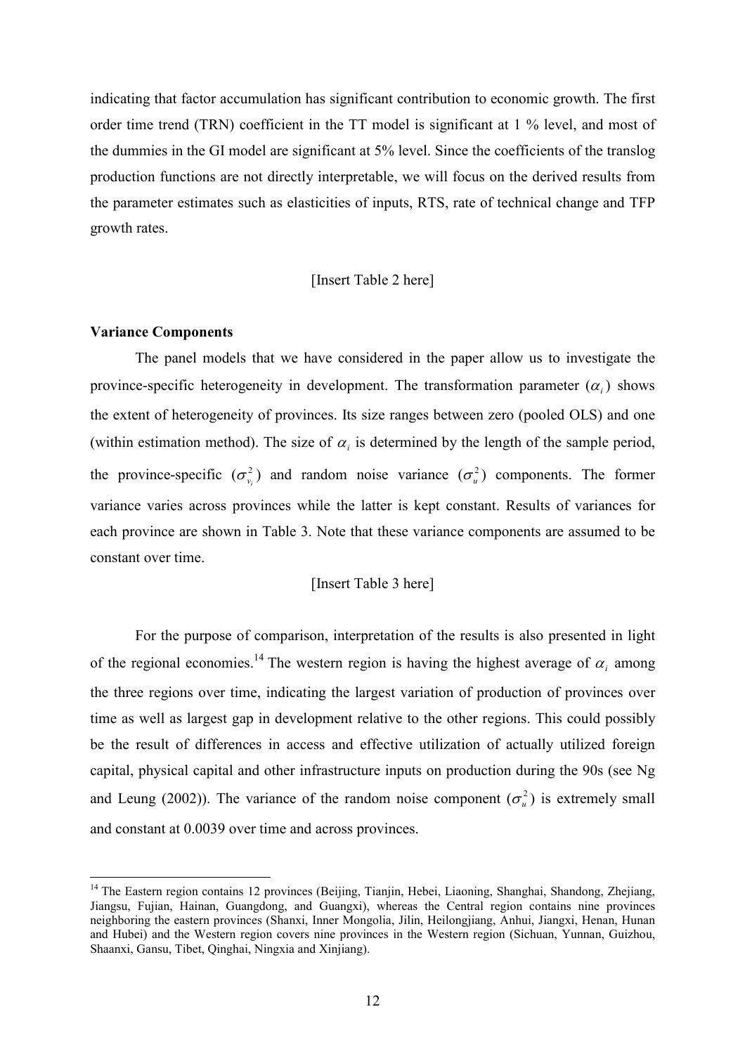indicating that factor accumulation has significant contribution to economic growth. The first order time trend (TRN) coefficient in the TT model is significant at 1 % level, and most of the dummies in the GI model are significant at 5% level. Since the coefficients of the translog production functions are not directly interpretable, we will focus on the derived results from the parameter estimates such as elasticities of inputs, RTS, rate of technical change and TFP growth rates.

[Insert Table 2 here]

**Variance Components**

The panel models that we have considered in the paper allow us to investigate the province-specific heterogeneity in development. The transformation parameter ($\alpha_i$) shows the extent of heterogeneity of provinces. Its size ranges between zero (pooled OLS) and one (within estimation method). The size of $\alpha_i$ is determined by the length of the sample period, the province-specific ($\sigma^2_{v_i}$) and random noise variance ($\sigma^2_u$) components. The former variance varies across provinces while the latter is kept constant. Results of variances for each province are shown in Table 3. Note that these variance components are assumed to be constant over time.

[Insert Table 3 here]

For the purpose of comparison, interpretation of the results is also presented in light of the regional economies.[14] The western region is having the highest average of $\alpha_i$ among the three regions over time, indicating the largest variation of production of provinces over time as well as largest gap in development relative to the other regions. This could possibly be the result of differences in access and effective utilization of actually utilized foreign capital, physical capital and other infrastructure inputs on production during the 90s (see Ng and Leung (2002)). The variance of the random noise component ($\sigma^2_u$) is extremely small and constant at 0.0039 over time and across provinces.

[14] The Eastern region contains 12 provinces (Beijing, Tianjin, Hebei, Liaoning, Shanghai, Shandong, Zhejiang, Jiangsu, Fujian, Hainan, Guangdong, and Guangxi), whereas the Central region contains nine provinces neighboring the eastern provinces (Shanxi, Inner Mongolia, Jilin, Heilongjiang, Anhui, Jiangxi, Henan, Hunan and Hubei) and the Western region covers nine provinces in the Western region (Sichuan, Yunnan, Guizhou, Shaanxi, Gansu, Tibet, Qinghai, Ningxia and Xinjiang).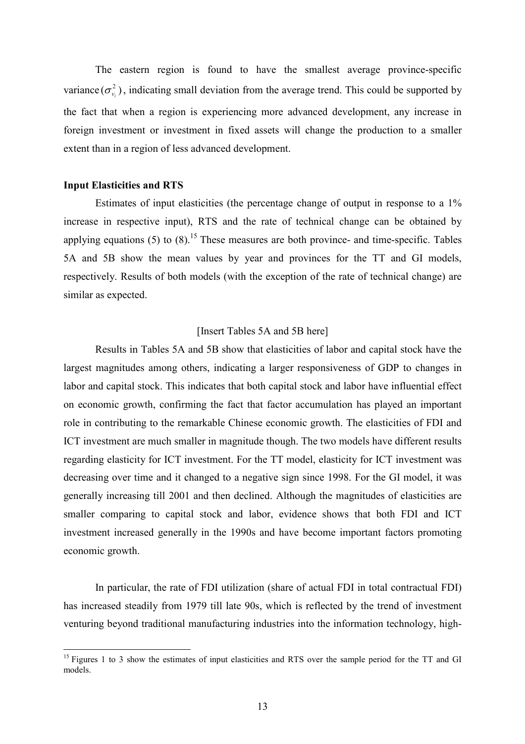The eastern region is found to have the smallest average province-specific variance ($\sigma^2_{v_i}$), indicating small deviation from the average trend. This could be supported by the fact that when a region is experiencing more advanced development, any increase in foreign investment or investment in fixed assets will change the production to a smaller extent than in a region of less advanced development.

**Input Elasticities and RTS**

Estimates of input elasticities (the percentage change of output in response to a 1% increase in respective input), RTS and the rate of technical change can be obtained by applying equations (5) to (8).[15] These measures are both province- and time-specific. Tables 5A and 5B show the mean values by year and provinces for the TT and GI models, respectively. Results of both models (with the exception of the rate of technical change) are similar as expected.

[Insert Tables 5A and 5B here]

Results in Tables 5A and 5B show that elasticities of labor and capital stock have the largest magnitudes among others, indicating a larger responsiveness of GDP to changes in labor and capital stock. This indicates that both capital stock and labor have influential effect on economic growth, confirming the fact that factor accumulation has played an important role in contributing to the remarkable Chinese economic growth. The elasticities of FDI and ICT investment are much smaller in magnitude though. The two models have different results regarding elasticity for ICT investment. For the TT model, elasticity for ICT investment was decreasing over time and it changed to a negative sign since 1998. For the GI model, it was generally increasing till 2001 and then declined. Although the magnitudes of elasticities are smaller comparing to capital stock and labor, evidence shows that both FDI and ICT investment increased generally in the 1990s and have become important factors promoting economic growth.

In particular, the rate of FDI utilization (share of actual FDI in total contractual FDI) has increased steadily from 1979 till late 90s, which is reflected by the trend of investment venturing beyond traditional manufacturing industries into the information technology, high-

[15] Figures 1 to 3 show the estimates of input elasticities and RTS over the sample period for the TT and GI models.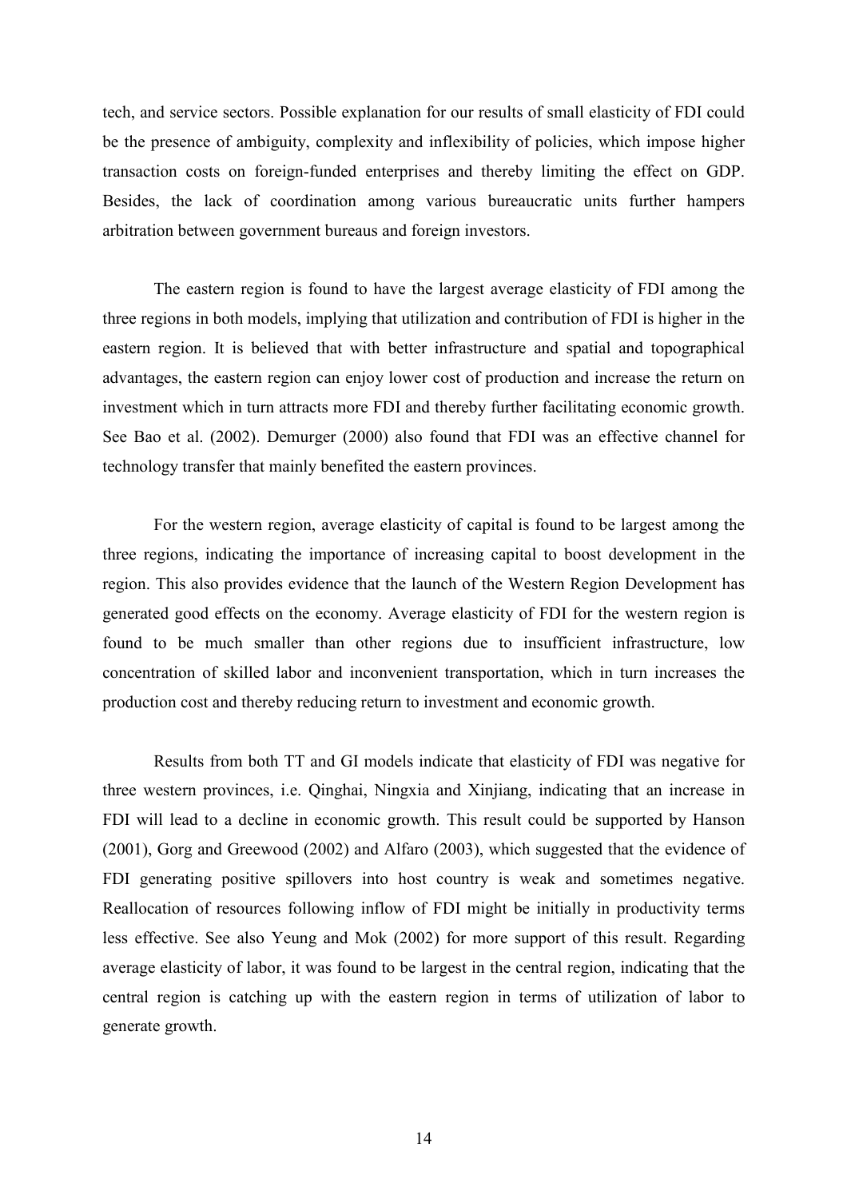tech, and service sectors. Possible explanation for our results of small elasticity of FDI could be the presence of ambiguity, complexity and inflexibility of policies, which impose higher transaction costs on foreign-funded enterprises and thereby limiting the effect on GDP. Besides, the lack of coordination among various bureaucratic units further hampers arbitration between government bureaus and foreign investors.

The eastern region is found to have the largest average elasticity of FDI among the three regions in both models, implying that utilization and contribution of FDI is higher in the eastern region. It is believed that with better infrastructure and spatial and topographical advantages, the eastern region can enjoy lower cost of production and increase the return on investment which in turn attracts more FDI and thereby further facilitating economic growth. See Bao et al. (2002). Demurger (2000) also found that FDI was an effective channel for technology transfer that mainly benefited the eastern provinces.

For the western region, average elasticity of capital is found to be largest among the three regions, indicating the importance of increasing capital to boost development in the region. This also provides evidence that the launch of the Western Region Development has generated good effects on the economy. Average elasticity of FDI for the western region is found to be much smaller than other regions due to insufficient infrastructure, low concentration of skilled labor and inconvenient transportation, which in turn increases the production cost and thereby reducing return to investment and economic growth.

Results from both TT and GI models indicate that elasticity of FDI was negative for three western provinces, i.e. Qinghai, Ningxia and Xinjiang, indicating that an increase in FDI will lead to a decline in economic growth. This result could be supported by Hanson (2001), Gorg and Greewood (2002) and Alfaro (2003), which suggested that the evidence of FDI generating positive spillovers into host country is weak and sometimes negative. Reallocation of resources following inflow of FDI might be initially in productivity terms less effective. See also Yeung and Mok (2002) for more support of this result. Regarding average elasticity of labor, it was found to be largest in the central region, indicating that the central region is catching up with the eastern region in terms of utilization of labor to generate growth.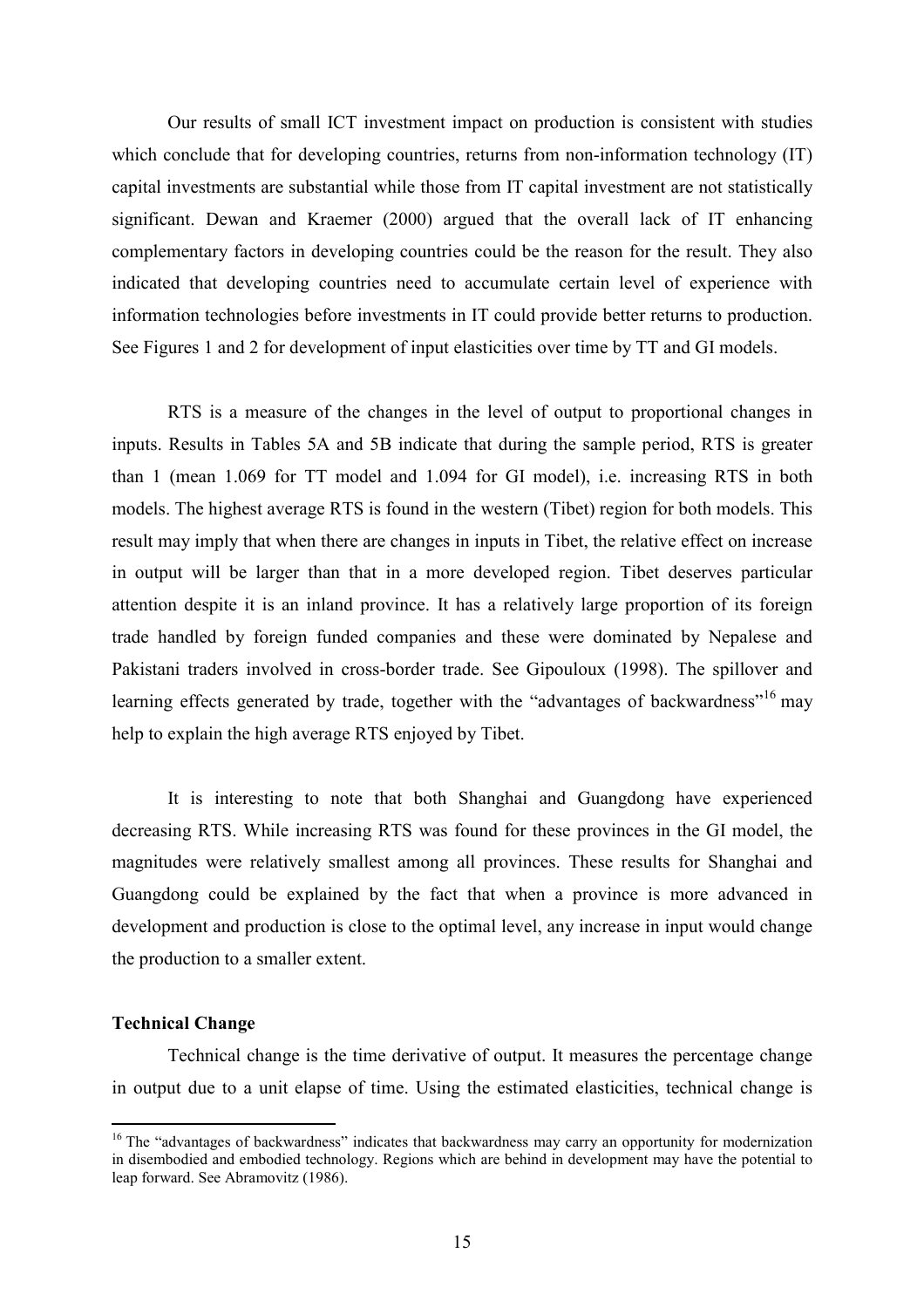Our results of small ICT investment impact on production is consistent with studies which conclude that for developing countries, returns from non-information technology (IT) capital investments are substantial while those from IT capital investment are not statistically significant. Dewan and Kraemer (2000) argued that the overall lack of IT enhancing complementary factors in developing countries could be the reason for the result. They also indicated that developing countries need to accumulate certain level of experience with information technologies before investments in IT could provide better returns to production. See Figures 1 and 2 for development of input elasticities over time by TT and GI models.

RTS is a measure of the changes in the level of output to proportional changes in inputs. Results in Tables 5A and 5B indicate that during the sample period, RTS is greater than 1 (mean 1.069 for TT model and 1.094 for GI model), i.e. increasing RTS in both models. The highest average RTS is found in the western (Tibet) region for both models. This result may imply that when there are changes in inputs in Tibet, the relative effect on increase in output will be larger than that in a more developed region. Tibet deserves particular attention despite it is an inland province. It has a relatively large proportion of its foreign trade handled by foreign funded companies and these were dominated by Nepalese and Pakistani traders involved in cross-border trade. See Gipouloux (1998). The spillover and learning effects generated by trade, together with the "advantages of backwardness"[16] may help to explain the high average RTS enjoyed by Tibet.

It is interesting to note that both Shanghai and Guangdong have experienced decreasing RTS. While increasing RTS was found for these provinces in the GI model, the magnitudes were relatively smallest among all provinces. These results for Shanghai and Guangdong could be explained by the fact that when a province is more advanced in development and production is close to the optimal level, any increase in input would change the production to a smaller extent.

**Technical Change**

Technical change is the time derivative of output. It measures the percentage change in output due to a unit elapse of time. Using the estimated elasticities, technical change is

[16] The "advantages of backwardness" indicates that backwardness may carry an opportunity for modernization in disembodied and embodied technology. Regions which are behind in development may have the potential to leap forward. See Abramovitz (1986).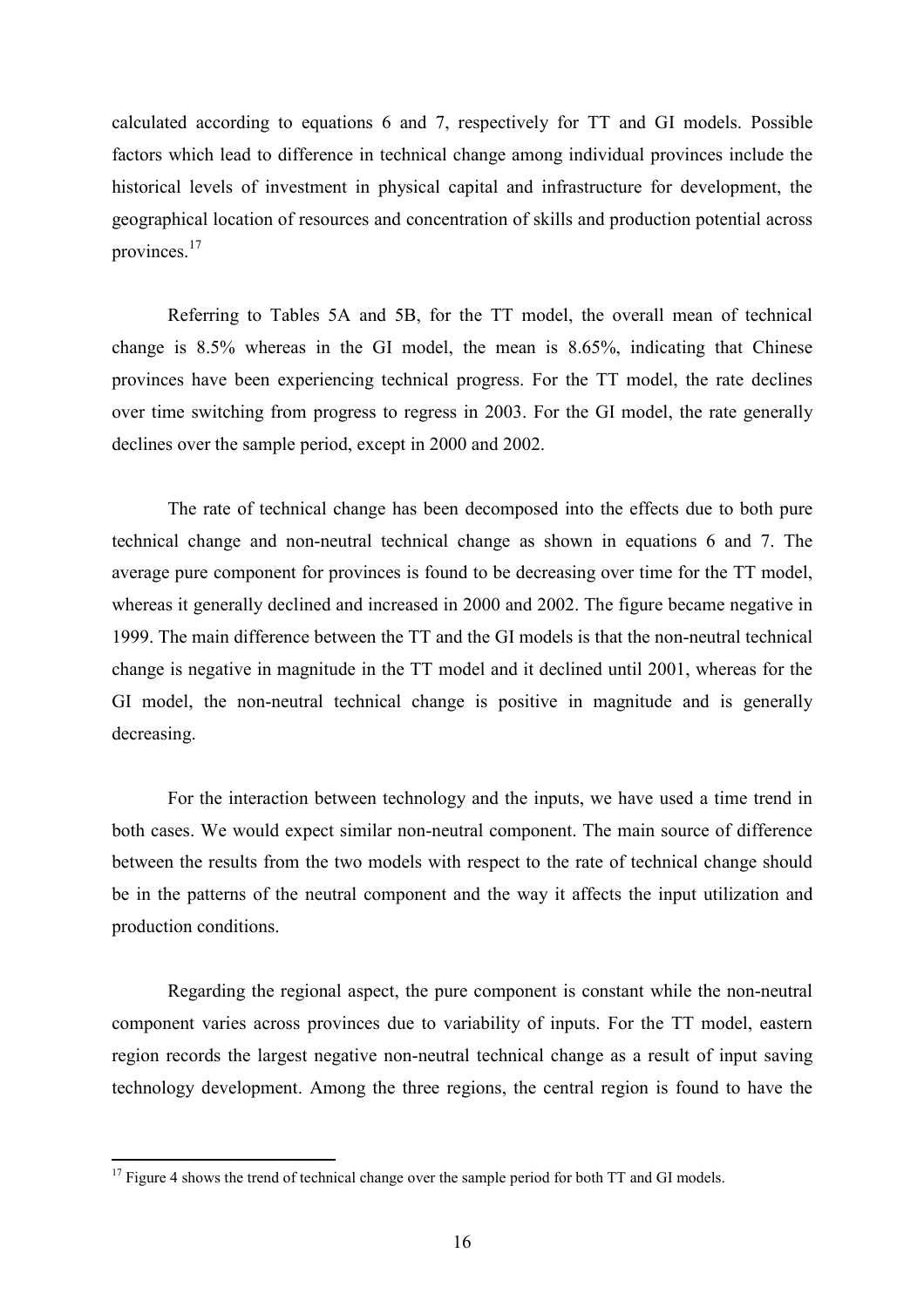calculated according to equations 6 and 7, respectively for TT and GI models. Possible factors which lead to difference in technical change among individual provinces include the historical levels of investment in physical capital and infrastructure for development, the geographical location of resources and concentration of skills and production potential across provinces.[17]

Referring to Tables 5A and 5B, for the TT model, the overall mean of technical change is 8.5% whereas in the GI model, the mean is 8.65%, indicating that Chinese provinces have been experiencing technical progress. For the TT model, the rate declines over time switching from progress to regress in 2003. For the GI model, the rate generally declines over the sample period, except in 2000 and 2002.

The rate of technical change has been decomposed into the effects due to both pure technical change and non-neutral technical change as shown in equations 6 and 7. The average pure component for provinces is found to be decreasing over time for the TT model, whereas it generally declined and increased in 2000 and 2002. The figure became negative in 1999. The main difference between the TT and the GI models is that the non-neutral technical change is negative in magnitude in the TT model and it declined until 2001, whereas for the GI model, the non-neutral technical change is positive in magnitude and is generally decreasing.

For the interaction between technology and the inputs, we have used a time trend in both cases. We would expect similar non-neutral component. The main source of difference between the results from the two models with respect to the rate of technical change should be in the patterns of the neutral component and the way it affects the input utilization and production conditions.

Regarding the regional aspect, the pure component is constant while the non-neutral component varies across provinces due to variability of inputs. For the TT model, eastern region records the largest negative non-neutral technical change as a result of input saving technology development. Among the three regions, the central region is found to have the

[17] Figure 4 shows the trend of technical change over the sample period for both TT and GI models.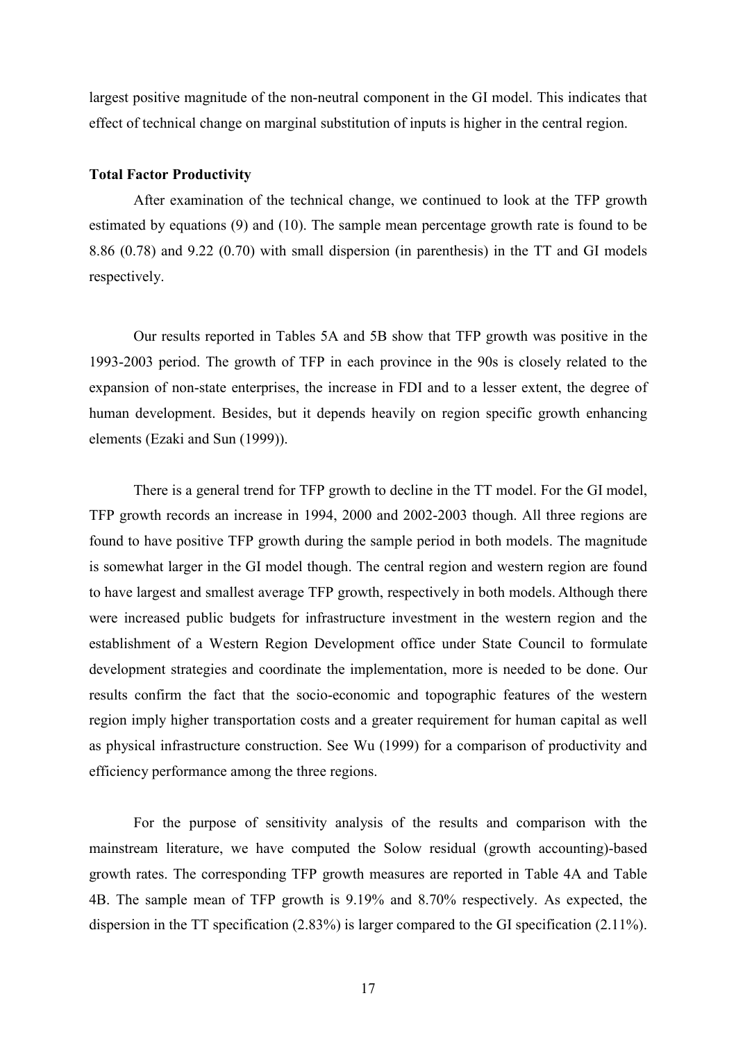largest positive magnitude of the non-neutral component in the GI model. This indicates that effect of technical change on marginal substitution of inputs is higher in the central region.

**Total Factor Productivity**

After examination of the technical change, we continued to look at the TFP growth estimated by equations (9) and (10). The sample mean percentage growth rate is found to be 8.86 (0.78) and 9.22 (0.70) with small dispersion (in parenthesis) in the TT and GI models respectively.

Our results reported in Tables 5A and 5B show that TFP growth was positive in the 1993-2003 period. The growth of TFP in each province in the 90s is closely related to the expansion of non-state enterprises, the increase in FDI and to a lesser extent, the degree of human development. Besides, but it depends heavily on region specific growth enhancing elements (Ezaki and Sun (1999)).

There is a general trend for TFP growth to decline in the TT model. For the GI model, TFP growth records an increase in 1994, 2000 and 2002-2003 though. All three regions are found to have positive TFP growth during the sample period in both models. The magnitude is somewhat larger in the GI model though. The central region and western region are found to have largest and smallest average TFP growth, respectively in both models. Although there were increased public budgets for infrastructure investment in the western region and the establishment of a Western Region Development office under State Council to formulate development strategies and coordinate the implementation, more is needed to be done. Our results confirm the fact that the socio-economic and topographic features of the western region imply higher transportation costs and a greater requirement for human capital as well as physical infrastructure construction. See Wu (1999) for a comparison of productivity and efficiency performance among the three regions.

For the purpose of sensitivity analysis of the results and comparison with the mainstream literature, we have computed the Solow residual (growth accounting)-based growth rates. The corresponding TFP growth measures are reported in Table 4A and Table 4B. The sample mean of TFP growth is 9.19% and 8.70% respectively. As expected, the dispersion in the TT specification (2.83%) is larger compared to the GI specification (2.11%).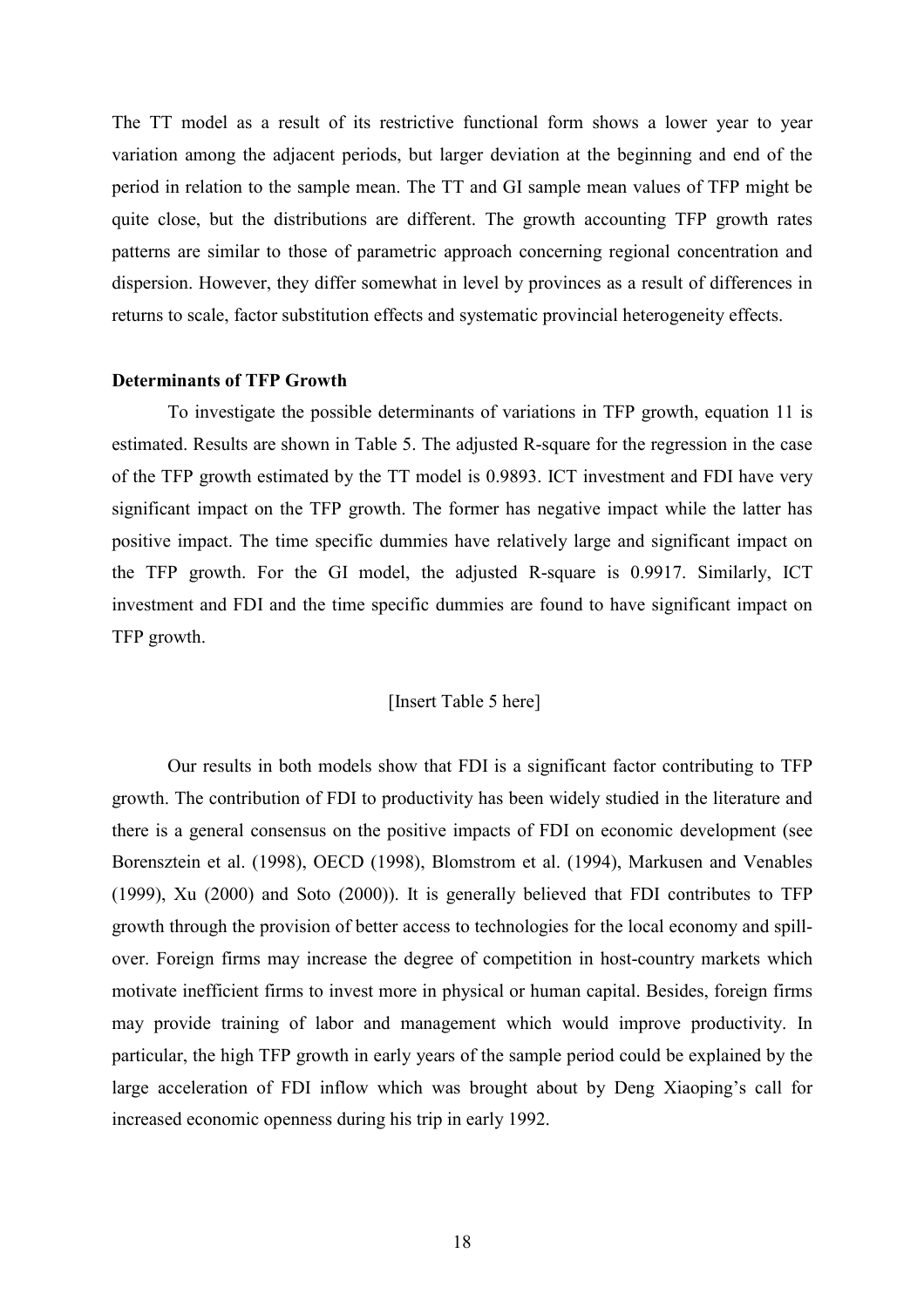The TT model as a result of its restrictive functional form shows a lower year to year variation among the adjacent periods, but larger deviation at the beginning and end of the period in relation to the sample mean. The TT and GI sample mean values of TFP might be quite close, but the distributions are different. The growth accounting TFP growth rates patterns are similar to those of parametric approach concerning regional concentration and dispersion. However, they differ somewhat in level by provinces as a result of differences in returns to scale, factor substitution effects and systematic provincial heterogeneity effects.

**Determinants of TFP Growth**

To investigate the possible determinants of variations in TFP growth, equation 11 is estimated. Results are shown in Table 5. The adjusted R-square for the regression in the case of the TFP growth estimated by the TT model is 0.9893. ICT investment and FDI have very significant impact on the TFP growth. The former has negative impact while the latter has positive impact. The time specific dummies have relatively large and significant impact on the TFP growth. For the GI model, the adjusted R-square is 0.9917. Similarly, ICT investment and FDI and the time specific dummies are found to have significant impact on TFP growth.

[Insert Table 5 here]

Our results in both models show that FDI is a significant factor contributing to TFP growth. The contribution of FDI to productivity has been widely studied in the literature and there is a general consensus on the positive impacts of FDI on economic development (see Borensztein et al. (1998), OECD (1998), Blomstrom et al. (1994), Markusen and Venables (1999), Xu (2000) and Soto (2000)). It is generally believed that FDI contributes to TFP growth through the provision of better access to technologies for the local economy and spill-over. Foreign firms may increase the degree of competition in host-country markets which motivate inefficient firms to invest more in physical or human capital. Besides, foreign firms may provide training of labor and management which would improve productivity. In particular, the high TFP growth in early years of the sample period could be explained by the large acceleration of FDI inflow which was brought about by Deng Xiaoping's call for increased economic openness during his trip in early 1992.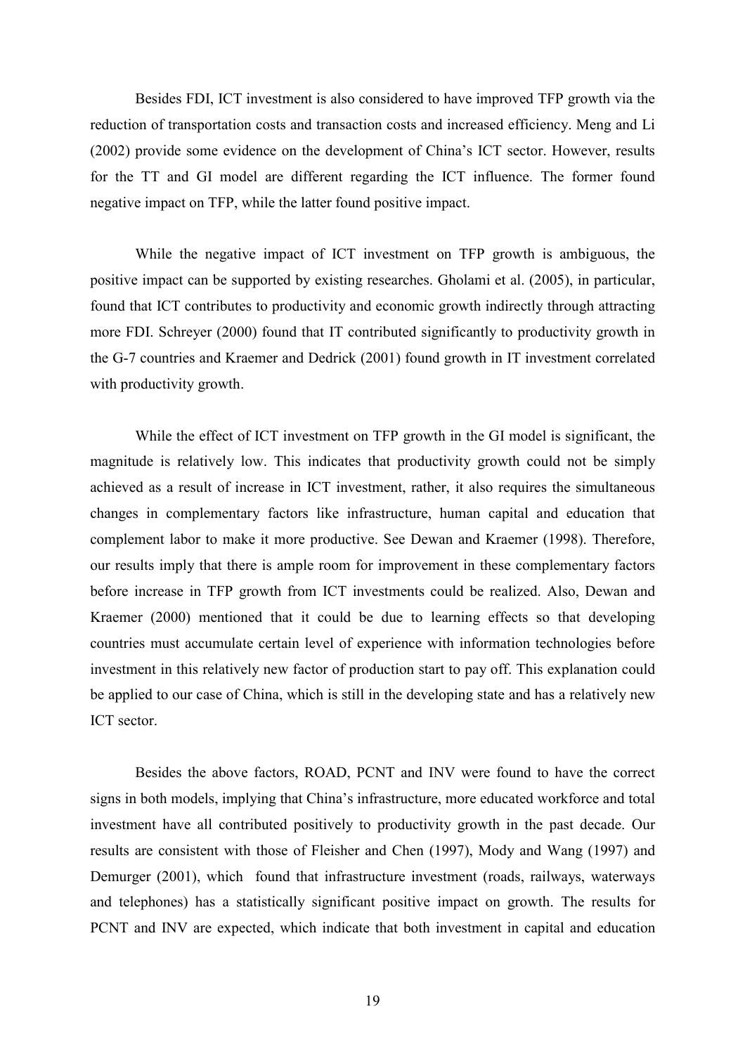Besides FDI, ICT investment is also considered to have improved TFP growth via the reduction of transportation costs and transaction costs and increased efficiency. Meng and Li (2002) provide some evidence on the development of China's ICT sector. However, results for the TT and GI model are different regarding the ICT influence. The former found negative impact on TFP, while the latter found positive impact.

While the negative impact of ICT investment on TFP growth is ambiguous, the positive impact can be supported by existing researches. Gholami et al. (2005), in particular, found that ICT contributes to productivity and economic growth indirectly through attracting more FDI. Schreyer (2000) found that IT contributed significantly to productivity growth in the G-7 countries and Kraemer and Dedrick (2001) found growth in IT investment correlated with productivity growth.

While the effect of ICT investment on TFP growth in the GI model is significant, the magnitude is relatively low. This indicates that productivity growth could not be simply achieved as a result of increase in ICT investment, rather, it also requires the simultaneous changes in complementary factors like infrastructure, human capital and education that complement labor to make it more productive. See Dewan and Kraemer (1998). Therefore, our results imply that there is ample room for improvement in these complementary factors before increase in TFP growth from ICT investments could be realized. Also, Dewan and Kraemer (2000) mentioned that it could be due to learning effects so that developing countries must accumulate certain level of experience with information technologies before investment in this relatively new factor of production start to pay off. This explanation could be applied to our case of China, which is still in the developing state and has a relatively new ICT sector.

Besides the above factors, ROAD, PCNT and INV were found to have the correct signs in both models, implying that China's infrastructure, more educated workforce and total investment have all contributed positively to productivity growth in the past decade. Our results are consistent with those of Fleisher and Chen (1997), Mody and Wang (1997) and Demurger (2001), which found that infrastructure investment (roads, railways, waterways and telephones) has a statistically significant positive impact on growth. The results for PCNT and INV are expected, which indicate that both investment in capital and education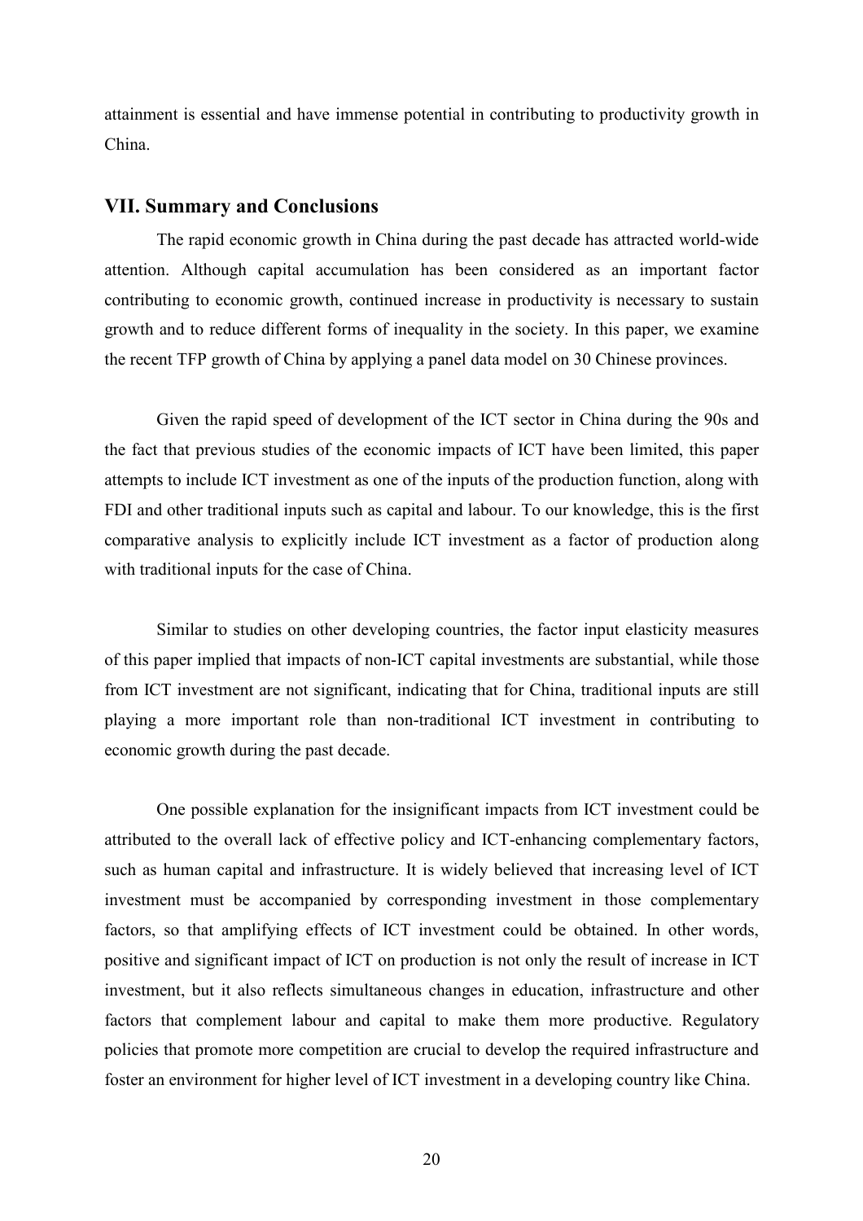attainment is essential and have immense potential in contributing to productivity growth in China.

## VII. Summary and Conclusions

The rapid economic growth in China during the past decade has attracted world-wide attention. Although capital accumulation has been considered as an important factor contributing to economic growth, continued increase in productivity is necessary to sustain growth and to reduce different forms of inequality in the society. In this paper, we examine the recent TFP growth of China by applying a panel data model on 30 Chinese provinces.

Given the rapid speed of development of the ICT sector in China during the 90s and the fact that previous studies of the economic impacts of ICT have been limited, this paper attempts to include ICT investment as one of the inputs of the production function, along with FDI and other traditional inputs such as capital and labour. To our knowledge, this is the first comparative analysis to explicitly include ICT investment as a factor of production along with traditional inputs for the case of China.

Similar to studies on other developing countries, the factor input elasticity measures of this paper implied that impacts of non-ICT capital investments are substantial, while those from ICT investment are not significant, indicating that for China, traditional inputs are still playing a more important role than non-traditional ICT investment in contributing to economic growth during the past decade.

One possible explanation for the insignificant impacts from ICT investment could be attributed to the overall lack of effective policy and ICT-enhancing complementary factors, such as human capital and infrastructure. It is widely believed that increasing level of ICT investment must be accompanied by corresponding investment in those complementary factors, so that amplifying effects of ICT investment could be obtained. In other words, positive and significant impact of ICT on production is not only the result of increase in ICT investment, but it also reflects simultaneous changes in education, infrastructure and other factors that complement labour and capital to make them more productive. Regulatory policies that promote more competition are crucial to develop the required infrastructure and foster an environment for higher level of ICT investment in a developing country like China.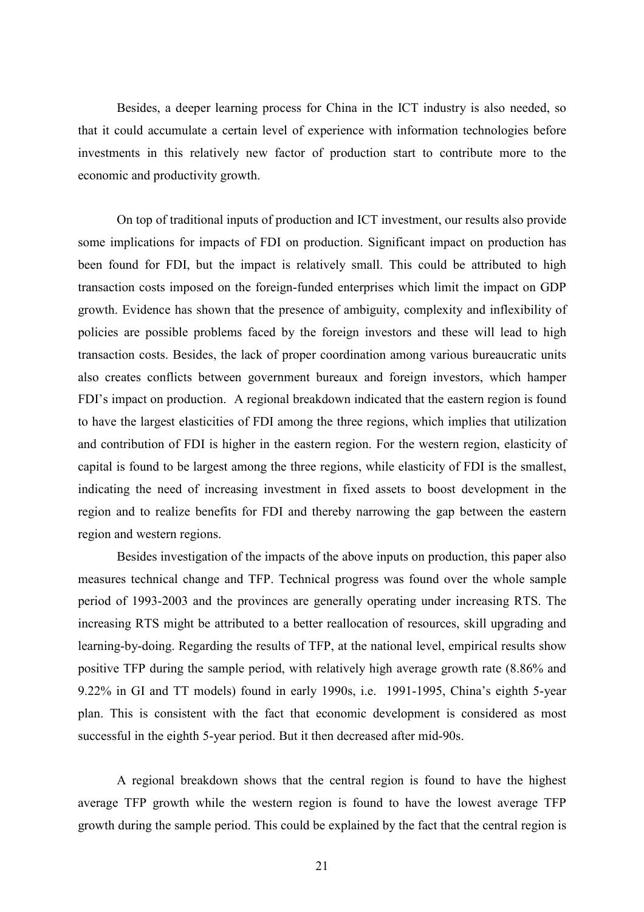Besides, a deeper learning process for China in the ICT industry is also needed, so that it could accumulate a certain level of experience with information technologies before investments in this relatively new factor of production start to contribute more to the economic and productivity growth.

On top of traditional inputs of production and ICT investment, our results also provide some implications for impacts of FDI on production. Significant impact on production has been found for FDI, but the impact is relatively small. This could be attributed to high transaction costs imposed on the foreign-funded enterprises which limit the impact on GDP growth. Evidence has shown that the presence of ambiguity, complexity and inflexibility of policies are possible problems faced by the foreign investors and these will lead to high transaction costs. Besides, the lack of proper coordination among various bureaucratic units also creates conflicts between government bureaux and foreign investors, which hamper FDI's impact on production. A regional breakdown indicated that the eastern region is found to have the largest elasticities of FDI among the three regions, which implies that utilization and contribution of FDI is higher in the eastern region. For the western region, elasticity of capital is found to be largest among the three regions, while elasticity of FDI is the smallest, indicating the need of increasing investment in fixed assets to boost development in the region and to realize benefits for FDI and thereby narrowing the gap between the eastern region and western regions.

Besides investigation of the impacts of the above inputs on production, this paper also measures technical change and TFP. Technical progress was found over the whole sample period of 1993-2003 and the provinces are generally operating under increasing RTS. The increasing RTS might be attributed to a better reallocation of resources, skill upgrading and learning-by-doing. Regarding the results of TFP, at the national level, empirical results show positive TFP during the sample period, with relatively high average growth rate (8.86% and 9.22% in GI and TT models) found in early 1990s, i.e. 1991-1995, China's eighth 5-year plan. This is consistent with the fact that economic development is considered as most successful in the eighth 5-year period. But it then decreased after mid-90s.

A regional breakdown shows that the central region is found to have the highest average TFP growth while the western region is found to have the lowest average TFP growth during the sample period. This could be explained by the fact that the central region is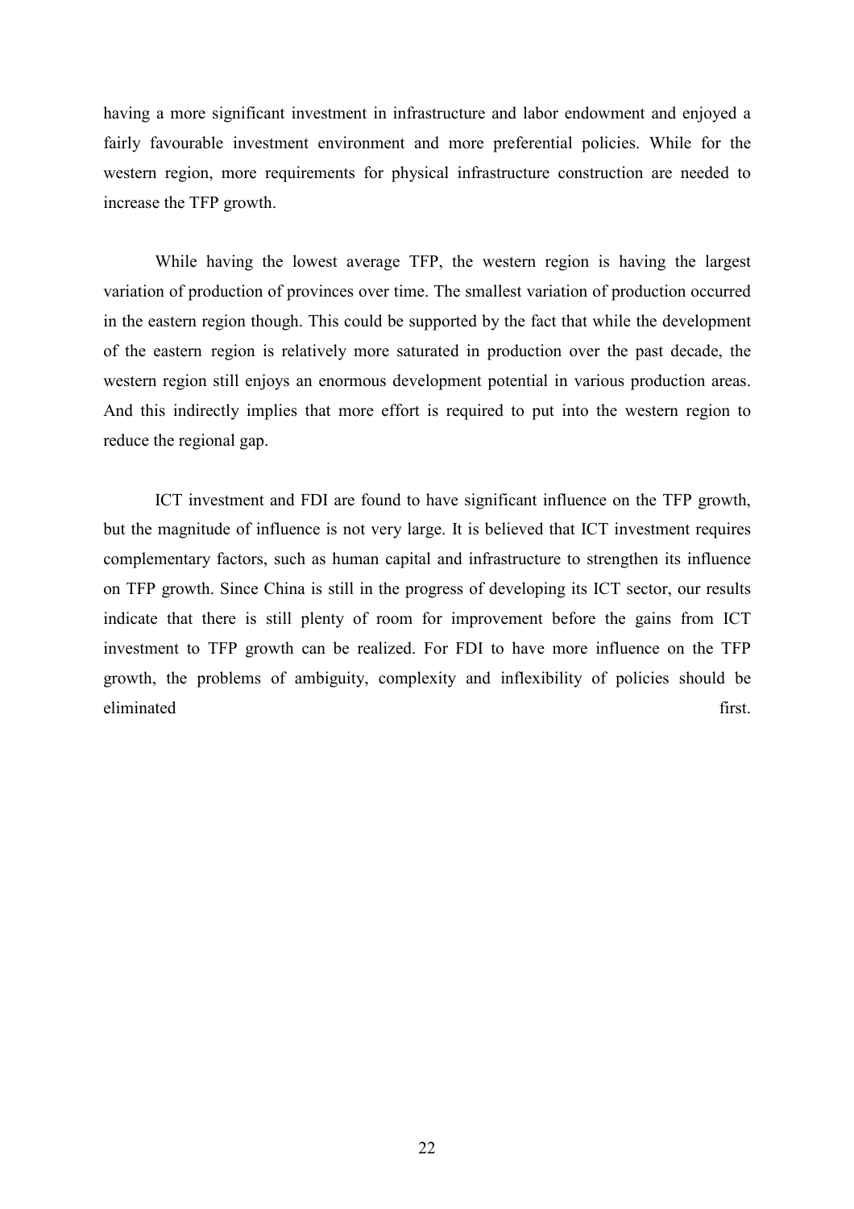having a more significant investment in infrastructure and labor endowment and enjoyed a fairly favourable investment environment and more preferential policies. While for the western region, more requirements for physical infrastructure construction are needed to increase the TFP growth.

While having the lowest average TFP, the western region is having the largest variation of production of provinces over time. The smallest variation of production occurred in the eastern region though. This could be supported by the fact that while the development of the eastern region is relatively more saturated in production over the past decade, the western region still enjoys an enormous development potential in various production areas. And this indirectly implies that more effort is required to put into the western region to reduce the regional gap.

ICT investment and FDI are found to have significant influence on the TFP growth, but the magnitude of influence is not very large. It is believed that ICT investment requires complementary factors, such as human capital and infrastructure to strengthen its influence on TFP growth. Since China is still in the progress of developing its ICT sector, our results indicate that there is still plenty of room for improvement before the gains from ICT investment to TFP growth can be realized. For FDI to have more influence on the TFP growth, the problems of ambiguity, complexity and inflexibility of policies should be eliminated first.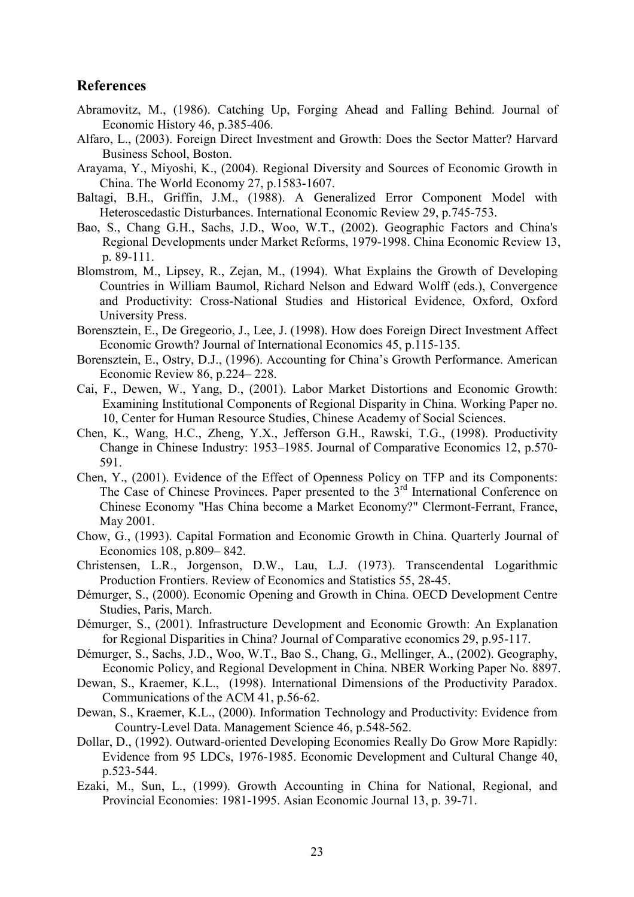## References

Abramovitz, M., (1986). Catching Up, Forging Ahead and Falling Behind. Journal of Economic History 46, p.385-406.

Alfaro, L., (2003). Foreign Direct Investment and Growth: Does the Sector Matter? Harvard Business School, Boston.

Arayama, Y., Miyoshi, K., (2004). Regional Diversity and Sources of Economic Growth in China. The World Economy 27, p.1583-1607.

Baltagi, B.H., Griffin, J.M., (1988). A Generalized Error Component Model with Heteroscedastic Disturbances. International Economic Review 29, p.745-753.

Bao, S., Chang G.H., Sachs, J.D., Woo, W.T., (2002). Geographic Factors and China's Regional Developments under Market Reforms, 1979-1998. China Economic Review 13, p. 89-111.

Blomstrom, M., Lipsey, R., Zejan, M., (1994). What Explains the Growth of Developing Countries in William Baumol, Richard Nelson and Edward Wolff (eds.), Convergence and Productivity: Cross-National Studies and Historical Evidence, Oxford, Oxford University Press.

Borensztein, E., De Gregeorio, J., Lee, J. (1998). How does Foreign Direct Investment Affect Economic Growth? Journal of International Economics 45, p.115-135.

Borensztein, E., Ostry, D.J., (1996). Accounting for China's Growth Performance. American Economic Review 86, p.224– 228.

Cai, F., Dewen, W., Yang, D., (2001). Labor Market Distortions and Economic Growth: Examining Institutional Components of Regional Disparity in China. Working Paper no. 10, Center for Human Resource Studies, Chinese Academy of Social Sciences.

Chen, K., Wang, H.C., Zheng, Y.X., Jefferson G.H., Rawski, T.G., (1998). Productivity Change in Chinese Industry: 1953–1985. Journal of Comparative Economics 12, p.570-591.

Chen, Y., (2001). Evidence of the Effect of Openness Policy on TFP and its Components: The Case of Chinese Provinces. Paper presented to the 3rd International Conference on Chinese Economy "Has China become a Market Economy?" Clermont-Ferrant, France, May 2001.

Chow, G., (1993). Capital Formation and Economic Growth in China. Quarterly Journal of Economics 108, p.809– 842.

Christensen, L.R., Jorgenson, D.W., Lau, L.J. (1973). Transcendental Logarithmic Production Frontiers. Review of Economics and Statistics 55, 28-45.

Démurger, S., (2000). Economic Opening and Growth in China. OECD Development Centre Studies, Paris, March.

Démurger, S., (2001). Infrastructure Development and Economic Growth: An Explanation for Regional Disparities in China? Journal of Comparative economics 29, p.95-117.

Démurger, S., Sachs, J.D., Woo, W.T., Bao S., Chang, G., Mellinger, A., (2002). Geography, Economic Policy, and Regional Development in China. NBER Working Paper No. 8897.

Dewan, S., Kraemer, K.L., (1998). International Dimensions of the Productivity Paradox. Communications of the ACM 41, p.56-62.

Dewan, S., Kraemer, K.L., (2000). Information Technology and Productivity: Evidence from Country-Level Data. Management Science 46, p.548-562.

Dollar, D., (1992). Outward-oriented Developing Economies Really Do Grow More Rapidly: Evidence from 95 LDCs, 1976-1985. Economic Development and Cultural Change 40, p.523-544.

Ezaki, M., Sun, L., (1999). Growth Accounting in China for National, Regional, and Provincial Economies: 1981-1995. Asian Economic Journal 13, p. 39-71.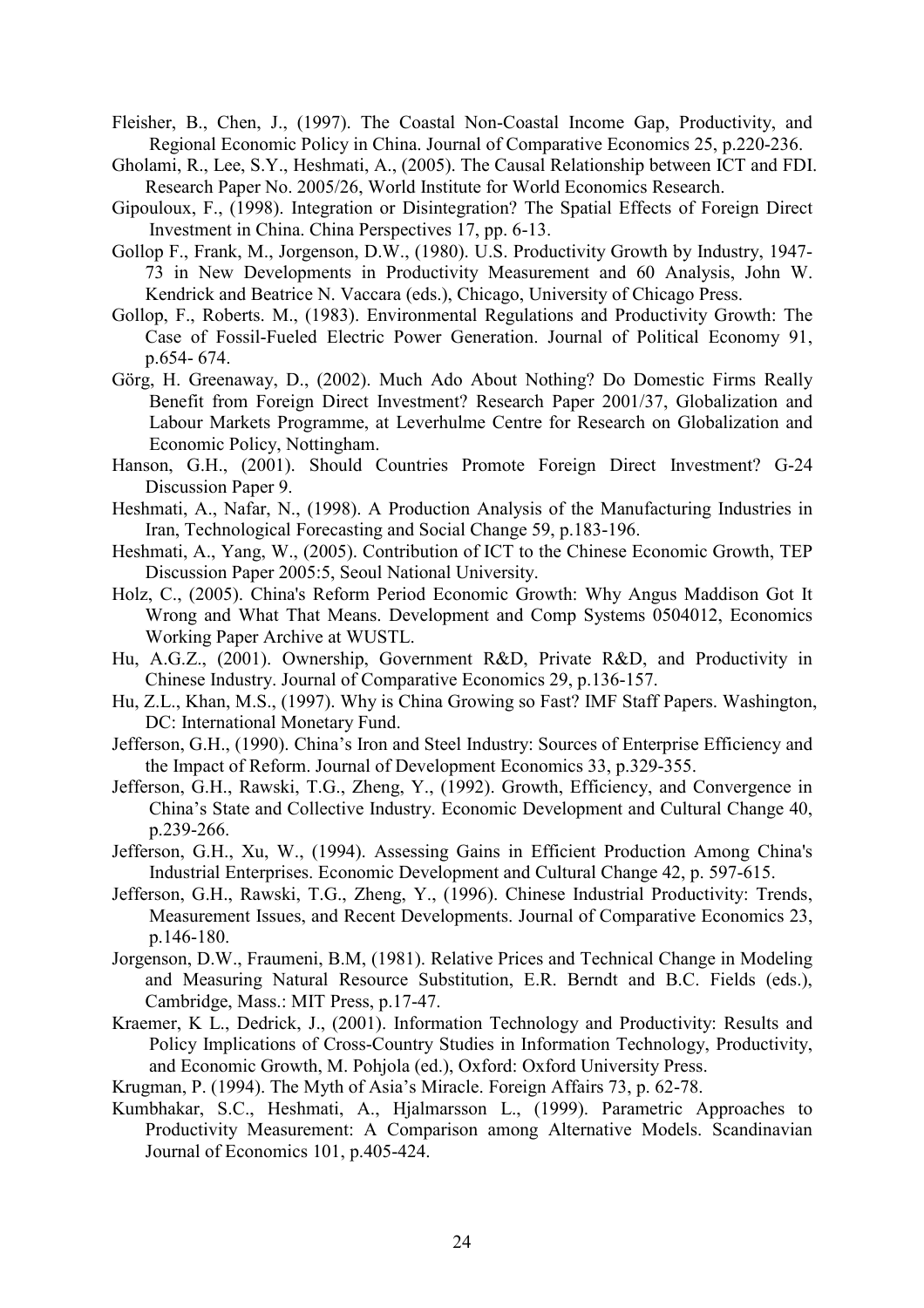Fleisher, B., Chen, J., (1997). The Coastal Non-Coastal Income Gap, Productivity, and Regional Economic Policy in China. Journal of Comparative Economics 25, p.220-236.

Gholami, R., Lee, S.Y., Heshmati, A., (2005). The Causal Relationship between ICT and FDI. Research Paper No. 2005/26, World Institute for World Economics Research.

Gipouloux, F., (1998). Integration or Disintegration? The Spatial Effects of Foreign Direct Investment in China. China Perspectives 17, pp. 6-13.

Gollop F., Frank, M., Jorgenson, D.W., (1980). U.S. Productivity Growth by Industry, 1947-73 in New Developments in Productivity Measurement and 60 Analysis, John W. Kendrick and Beatrice N. Vaccara (eds.), Chicago, University of Chicago Press.

Gollop, F., Roberts. M., (1983). Environmental Regulations and Productivity Growth: The Case of Fossil-Fueled Electric Power Generation. Journal of Political Economy 91, p.654- 674.

Görg, H. Greenaway, D., (2002). Much Ado About Nothing? Do Domestic Firms Really Benefit from Foreign Direct Investment? Research Paper 2001/37, Globalization and Labour Markets Programme, at Leverhulme Centre for Research on Globalization and Economic Policy, Nottingham.

Hanson, G.H., (2001). Should Countries Promote Foreign Direct Investment? G-24 Discussion Paper 9.

Heshmati, A., Nafar, N., (1998). A Production Analysis of the Manufacturing Industries in Iran, Technological Forecasting and Social Change 59, p.183-196.

Heshmati, A., Yang, W., (2005). Contribution of ICT to the Chinese Economic Growth, TEP Discussion Paper 2005:5, Seoul National University.

Holz, C., (2005). China's Reform Period Economic Growth: Why Angus Maddison Got It Wrong and What That Means. Development and Comp Systems 0504012, Economics Working Paper Archive at WUSTL.

Hu, A.G.Z., (2001). Ownership, Government R&D, Private R&D, and Productivity in Chinese Industry. Journal of Comparative Economics 29, p.136-157.

Hu, Z.L., Khan, M.S., (1997). Why is China Growing so Fast? IMF Staff Papers. Washington, DC: International Monetary Fund.

Jefferson, G.H., (1990). China's Iron and Steel Industry: Sources of Enterprise Efficiency and the Impact of Reform. Journal of Development Economics 33, p.329-355.

Jefferson, G.H., Rawski, T.G., Zheng, Y., (1992). Growth, Efficiency, and Convergence in China's State and Collective Industry. Economic Development and Cultural Change 40, p.239-266.

Jefferson, G.H., Xu, W., (1994). Assessing Gains in Efficient Production Among China's Industrial Enterprises. Economic Development and Cultural Change 42, p. 597-615.

Jefferson, G.H., Rawski, T.G., Zheng, Y., (1996). Chinese Industrial Productivity: Trends, Measurement Issues, and Recent Developments. Journal of Comparative Economics 23, p.146-180.

Jorgenson, D.W., Fraumeni, B.M, (1981). Relative Prices and Technical Change in Modeling and Measuring Natural Resource Substitution, E.R. Berndt and B.C. Fields (eds.), Cambridge, Mass.: MIT Press, p.17-47.

Kraemer, K L., Dedrick, J., (2001). Information Technology and Productivity: Results and Policy Implications of Cross-Country Studies in Information Technology, Productivity, and Economic Growth, M. Pohjola (ed.), Oxford: Oxford University Press.

Krugman, P. (1994). The Myth of Asia's Miracle. Foreign Affairs 73, p. 62-78.

Kumbhakar, S.C., Heshmati, A., Hjalmarsson L., (1999). Parametric Approaches to Productivity Measurement: A Comparison among Alternative Models. Scandinavian Journal of Economics 101, p.405-424.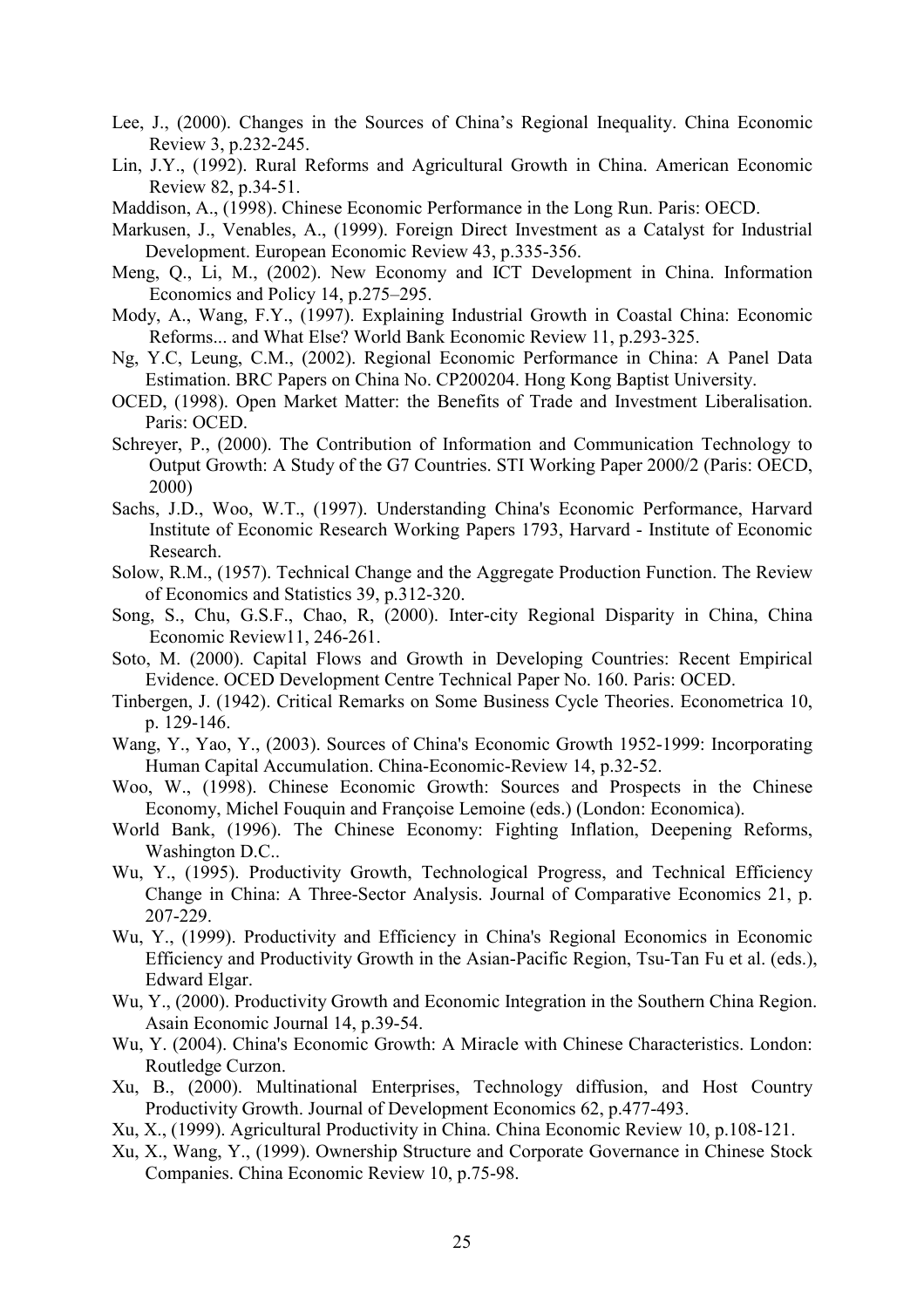Lee, J., (2000). Changes in the Sources of China's Regional Inequality. China Economic Review 3, p.232-245.

Lin, J.Y., (1992). Rural Reforms and Agricultural Growth in China. American Economic Review 82, p.34-51.

Maddison, A., (1998). Chinese Economic Performance in the Long Run. Paris: OECD.

Markusen, J., Venables, A., (1999). Foreign Direct Investment as a Catalyst for Industrial Development. European Economic Review 43, p.335-356.

Meng, Q., Li, M., (2002). New Economy and ICT Development in China. Information Economics and Policy 14, p.275–295.

Mody, A., Wang, F.Y., (1997). Explaining Industrial Growth in Coastal China: Economic Reforms... and What Else? World Bank Economic Review 11, p.293-325.

Ng, Y.C, Leung, C.M., (2002). Regional Economic Performance in China: A Panel Data Estimation. BRC Papers on China No. CP200204. Hong Kong Baptist University.

OCED, (1998). Open Market Matter: the Benefits of Trade and Investment Liberalisation. Paris: OCED.

Schreyer, P., (2000). The Contribution of Information and Communication Technology to Output Growth: A Study of the G7 Countries. STI Working Paper 2000/2 (Paris: OECD, 2000)

Sachs, J.D., Woo, W.T., (1997). Understanding China's Economic Performance, Harvard Institute of Economic Research Working Papers 1793, Harvard - Institute of Economic Research.

Solow, R.M., (1957). Technical Change and the Aggregate Production Function. The Review of Economics and Statistics 39, p.312-320.

Song, S., Chu, G.S.F., Chao, R, (2000). Inter-city Regional Disparity in China, China Economic Review11, 246-261.

Soto, M. (2000). Capital Flows and Growth in Developing Countries: Recent Empirical Evidence. OCED Development Centre Technical Paper No. 160. Paris: OCED.

Tinbergen, J. (1942). Critical Remarks on Some Business Cycle Theories. Econometrica 10, p. 129-146.

Wang, Y., Yao, Y., (2003). Sources of China's Economic Growth 1952-1999: Incorporating Human Capital Accumulation. China-Economic-Review 14, p.32-52.

Woo, W., (1998). Chinese Economic Growth: Sources and Prospects in the Chinese Economy, Michel Fouquin and Françoise Lemoine (eds.) (London: Economica).

World Bank, (1996). The Chinese Economy: Fighting Inflation, Deepening Reforms, Washington D.C..

Wu, Y., (1995). Productivity Growth, Technological Progress, and Technical Efficiency Change in China: A Three-Sector Analysis. Journal of Comparative Economics 21, p. 207-229.

Wu, Y., (1999). Productivity and Efficiency in China's Regional Economics in Economic Efficiency and Productivity Growth in the Asian-Pacific Region, Tsu-Tan Fu et al. (eds.), Edward Elgar.

Wu, Y., (2000). Productivity Growth and Economic Integration in the Southern China Region. Asain Economic Journal 14, p.39-54.

Wu, Y. (2004). China's Economic Growth: A Miracle with Chinese Characteristics. London: Routledge Curzon.

Xu, B., (2000). Multinational Enterprises, Technology diffusion, and Host Country Productivity Growth. Journal of Development Economics 62, p.477-493.

Xu, X., (1999). Agricultural Productivity in China. China Economic Review 10, p.108-121.

Xu, X., Wang, Y., (1999). Ownership Structure and Corporate Governance in Chinese Stock Companies. China Economic Review 10, p.75-98.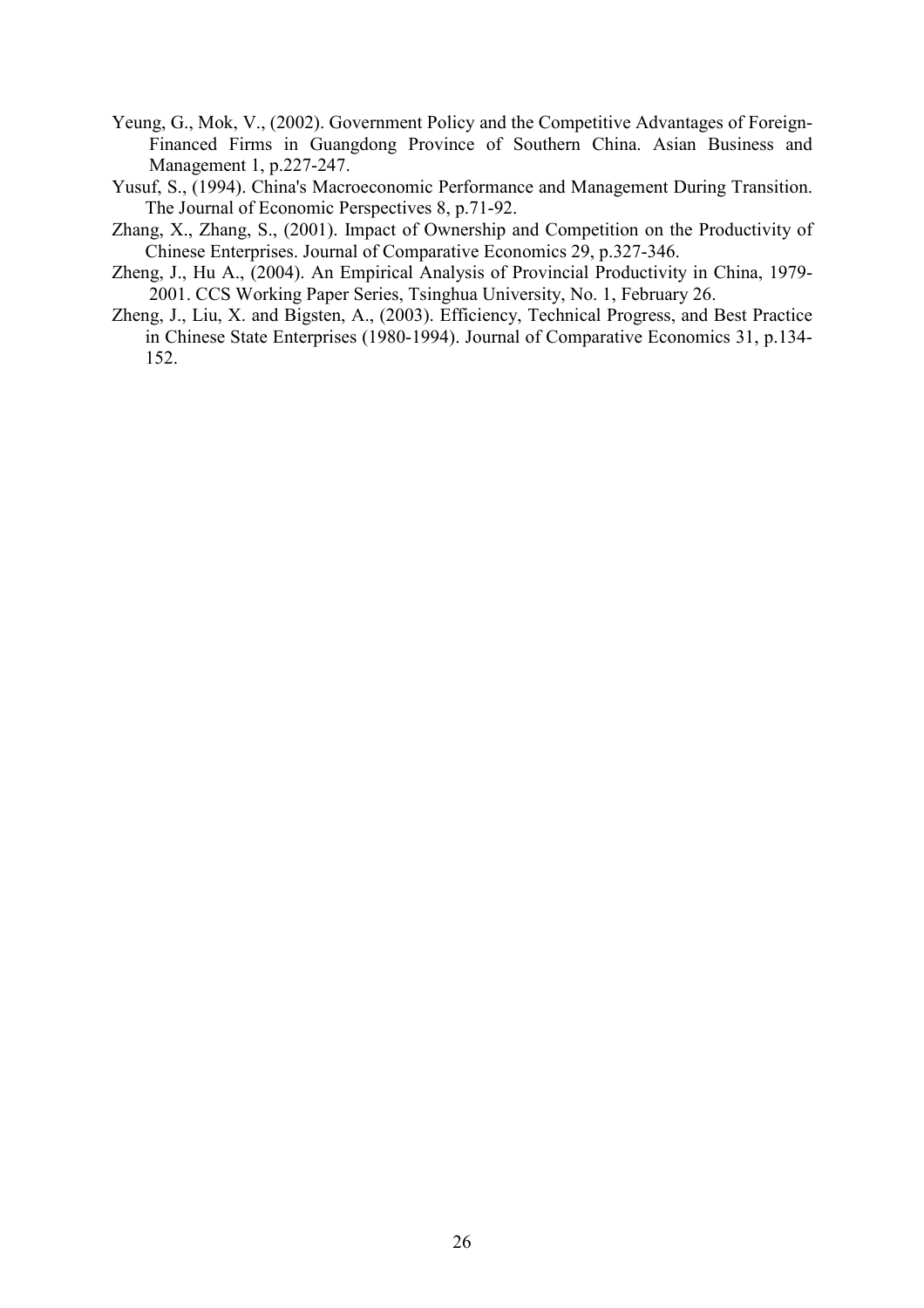Yeung, G., Mok, V., (2002). Government Policy and the Competitive Advantages of Foreign-Financed Firms in Guangdong Province of Southern China. Asian Business and Management 1, p.227-247.

Yusuf, S., (1994). China's Macroeconomic Performance and Management During Transition. The Journal of Economic Perspectives 8, p.71-92.

Zhang, X., Zhang, S., (2001). Impact of Ownership and Competition on the Productivity of Chinese Enterprises. Journal of Comparative Economics 29, p.327-346.

Zheng, J., Hu A., (2004). An Empirical Analysis of Provincial Productivity in China, 1979-2001. CCS Working Paper Series, Tsinghua University, No. 1, February 26.

Zheng, J., Liu, X. and Bigsten, A., (2003). Efficiency, Technical Progress, and Best Practice in Chinese State Enterprises (1980-1994). Journal of Comparative Economics 31, p.134-152.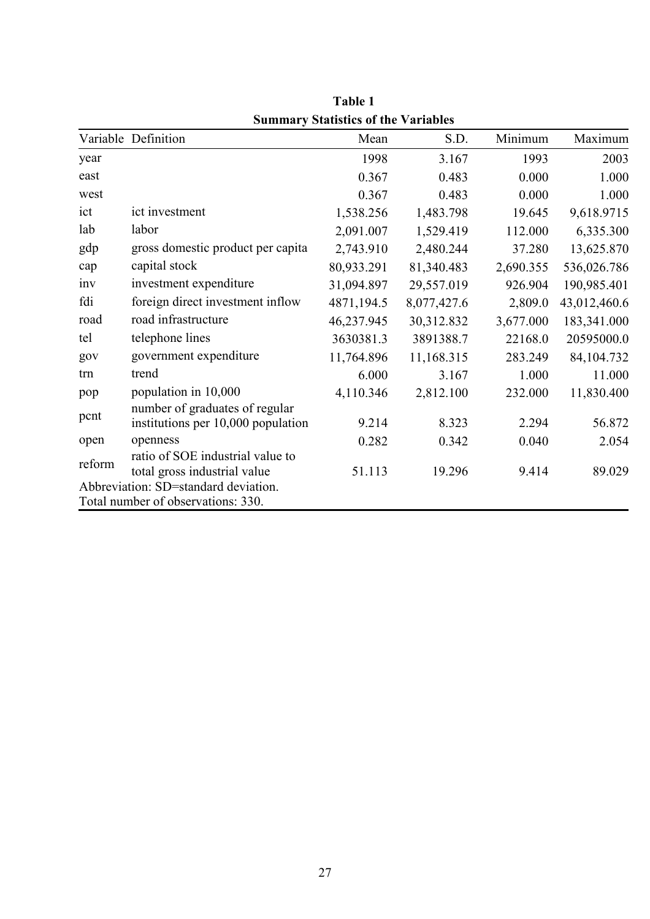**Table 1**
**Summary Statistics of the Variables**

| Variable | Definition | Mean | S.D. | Minimum | Maximum |
|---|---|---|---|---|---|
| year | | 1998 | 3.167 | 1993 | 2003 |
| east | | 0.367 | 0.483 | 0.000 | 1.000 |
| west | | 0.367 | 0.483 | 0.000 | 1.000 |
| ict | ict investment | 1,538.256 | 1,483.798 | 19.645 | 9,618.9715 |
| lab | labor | 2,091.007 | 1,529.419 | 112.000 | 6,335.300 |
| gdp | gross domestic product per capita | 2,743.910 | 2,480.244 | 37.280 | 13,625.870 |
| cap | capital stock | 80,933.291 | 81,340.483 | 2,690.355 | 536,026.786 |
| inv | investment expenditure | 31,094.897 | 29,557.019 | 926.904 | 190,985.401 |
| fdi | foreign direct investment inflow | 4871,194.5 | 8,077,427.6 | 2,809.0 | 43,012,460.6 |
| road | road infrastructure | 46,237.945 | 30,312.832 | 3,677.000 | 183,341.000 |
| tel | telephone lines | 3630381.3 | 3891388.7 | 22168.0 | 20595000.0 |
| gov | government expenditure | 11,764.896 | 11,168.315 | 283.249 | 84,104.732 |
| trn | trend | 6.000 | 3.167 | 1.000 | 11.000 |
| pop | population in 10,000 | 4,110.346 | 2,812.100 | 232.000 | 11,830.400 |
| pcnt | number of graduates of regular institutions per 10,000 population | 9.214 | 8.323 | 2.294 | 56.872 |
| open | openness | 0.282 | 0.342 | 0.040 | 2.054 |
| reform | ratio of SOE industrial value to total gross industrial value | 51.113 | 19.296 | 9.414 | 89.029 |

Abbreviation: SD=standard deviation.
Total number of observations: 330.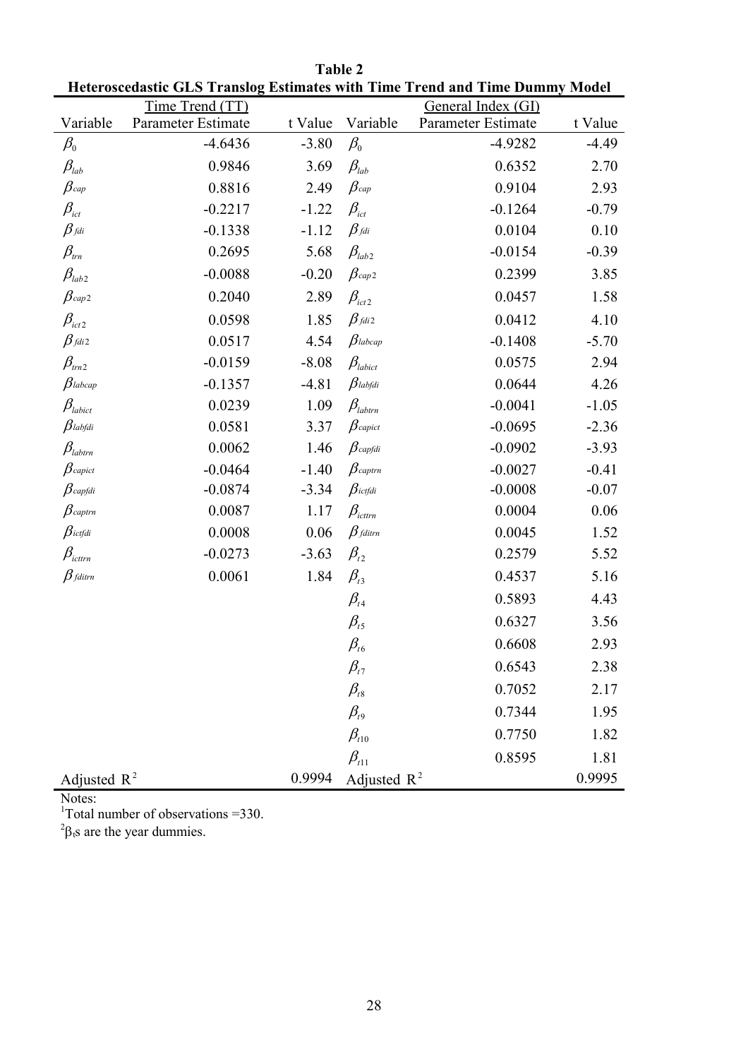**Table 2**

**Heteroscedastic GLS Translog Estimates with Time Trend and Time Dummy Model**

| Time Trend (TT) | | | General Index (GI) | | |
|---|---|---|---|---|---|
| Variable | Parameter Estimate | t Value | Variable | Parameter Estimate | t Value |
| $\beta_0$ | -4.6436 | -3.80 | $\beta_0$ | -4.9282 | -4.49 |
| $\beta_{lab}$ | 0.9846 | 3.69 | $\beta_{lab}$ | 0.6352 | 2.70 |
| $\beta_{cap}$ | 0.8816 | 2.49 | $\beta_{cap}$ | 0.9104 | 2.93 |
| $\beta_{ict}$ | -0.2217 | -1.22 | $\beta_{ict}$ | -0.1264 | -0.79 |
| $\beta_{fdi}$ | -0.1338 | -1.12 | $\beta_{fdi}$ | 0.0104 | 0.10 |
| $\beta_{trn}$ | 0.2695 | 5.68 | $\beta_{lab2}$ | -0.0154 | -0.39 |
| $\beta_{lab2}$ | -0.0088 | -0.20 | $\beta_{cap2}$ | 0.2399 | 3.85 |
| $\beta_{cap2}$ | 0.2040 | 2.89 | $\beta_{ict2}$ | 0.0457 | 1.58 |
| $\beta_{ict2}$ | 0.0598 | 1.85 | $\beta_{fdi2}$ | 0.0412 | 4.10 |
| $\beta_{fdi2}$ | 0.0517 | 4.54 | $\beta_{labcap}$ | -0.1408 | -5.70 |
| $\beta_{trn2}$ | -0.0159 | -8.08 | $\beta_{labict}$ | 0.0575 | 2.94 |
| $\beta_{labcap}$ | -0.1357 | -4.81 | $\beta_{labfdi}$ | 0.0644 | 4.26 |
| $\beta_{labict}$ | 0.0239 | 1.09 | $\beta_{labtrn}$ | -0.0041 | -1.05 |
| $\beta_{labfdi}$ | 0.0581 | 3.37 | $\beta_{capict}$ | -0.0695 | -2.36 |
| $\beta_{labtrn}$ | 0.0062 | 1.46 | $\beta_{capfdi}$ | -0.0902 | -3.93 |
| $\beta_{capict}$ | -0.0464 | -1.40 | $\beta_{captrn}$ | -0.0027 | -0.41 |
| $\beta_{capfdi}$ | -0.0874 | -3.34 | $\beta_{ictfdi}$ | -0.0008 | -0.07 |
| $\beta_{captrn}$ | 0.0087 | 1.17 | $\beta_{icttrn}$ | 0.0004 | 0.06 |
| $\beta_{ictfdi}$ | 0.0008 | 0.06 | $\beta_{fditrn}$ | 0.0045 | 1.52 |
| $\beta_{icttrn}$ | -0.0273 | -3.63 | $\beta_{t2}$ | 0.2579 | 5.52 |
| $\beta_{fditrn}$ | 0.0061 | 1.84 | $\beta_{t3}$ | 0.4537 | 5.16 |
| | | | $\beta_{t4}$ | 0.5893 | 4.43 |
| | | | $\beta_{t5}$ | 0.6327 | 3.56 |
| | | | $\beta_{t6}$ | 0.6608 | 2.93 |
| | | | $\beta_{t7}$ | 0.6543 | 2.38 |
| | | | $\beta_{t8}$ | 0.7052 | 2.17 |
| | | | $\beta_{t9}$ | 0.7344 | 1.95 |
| | | | $\beta_{t10}$ | 0.7750 | 1.82 |
| | | | $\beta_{t11}$ | 0.8595 | 1.81 |
| Adjusted $R^2$ | | 0.9994 | Adjusted $R^2$ | | 0.9995 |

Notes:

[1]Total number of observations =330.

[2]$\beta_t$s are the year dummies.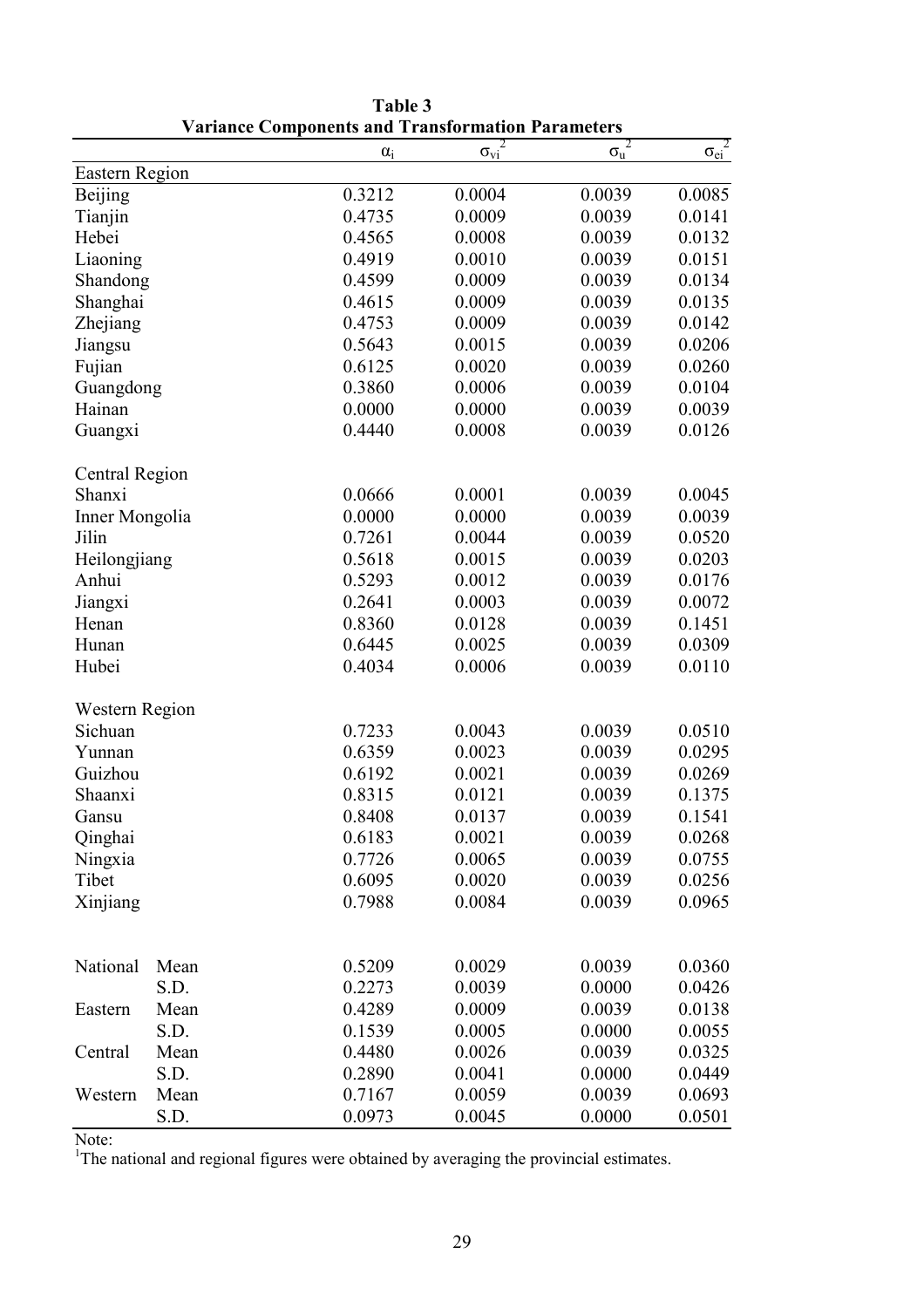**Table 3**
**Variance Components and Transformation Parameters**

| | | $\alpha_i$ | $\sigma_{vi}^2$ | $\sigma_u^2$ | $\sigma_{ei}^2$ |
|---|---|---|---|---|---|
| Eastern Region | | | | | |
| Beijing | | 0.3212 | 0.0004 | 0.0039 | 0.0085 |
| Tianjin | | 0.4735 | 0.0009 | 0.0039 | 0.0141 |
| Hebei | | 0.4565 | 0.0008 | 0.0039 | 0.0132 |
| Liaoning | | 0.4919 | 0.0010 | 0.0039 | 0.0151 |
| Shandong | | 0.4599 | 0.0009 | 0.0039 | 0.0134 |
| Shanghai | | 0.4615 | 0.0009 | 0.0039 | 0.0135 |
| Zhejiang | | 0.4753 | 0.0009 | 0.0039 | 0.0142 |
| Jiangsu | | 0.5643 | 0.0015 | 0.0039 | 0.0206 |
| Fujian | | 0.6125 | 0.0020 | 0.0039 | 0.0260 |
| Guangdong | | 0.3860 | 0.0006 | 0.0039 | 0.0104 |
| Hainan | | 0.0000 | 0.0000 | 0.0039 | 0.0039 |
| Guangxi | | 0.4440 | 0.0008 | 0.0039 | 0.0126 |
| Central Region | | | | | |
| Shanxi | | 0.0666 | 0.0001 | 0.0039 | 0.0045 |
| Inner Mongolia | | 0.0000 | 0.0000 | 0.0039 | 0.0039 |
| Jilin | | 0.7261 | 0.0044 | 0.0039 | 0.0520 |
| Heilongjiang | | 0.5618 | 0.0015 | 0.0039 | 0.0203 |
| Anhui | | 0.5293 | 0.0012 | 0.0039 | 0.0176 |
| Jiangxi | | 0.2641 | 0.0003 | 0.0039 | 0.0072 |
| Henan | | 0.8360 | 0.0128 | 0.0039 | 0.1451 |
| Hunan | | 0.6445 | 0.0025 | 0.0039 | 0.0309 |
| Hubei | | 0.4034 | 0.0006 | 0.0039 | 0.0110 |
| Western Region | | | | | |
| Sichuan | | 0.7233 | 0.0043 | 0.0039 | 0.0510 |
| Yunnan | | 0.6359 | 0.0023 | 0.0039 | 0.0295 |
| Guizhou | | 0.6192 | 0.0021 | 0.0039 | 0.0269 |
| Shaanxi | | 0.8315 | 0.0121 | 0.0039 | 0.1375 |
| Gansu | | 0.8408 | 0.0137 | 0.0039 | 0.1541 |
| Qinghai | | 0.6183 | 0.0021 | 0.0039 | 0.0268 |
| Ningxia | | 0.7726 | 0.0065 | 0.0039 | 0.0755 |
| Tibet | | 0.6095 | 0.0020 | 0.0039 | 0.0256 |
| Xinjiang | | 0.7988 | 0.0084 | 0.0039 | 0.0965 |
| National | Mean | 0.5209 | 0.0029 | 0.0039 | 0.0360 |
| | S.D. | 0.2273 | 0.0039 | 0.0000 | 0.0426 |
| Eastern | Mean | 0.4289 | 0.0009 | 0.0039 | 0.0138 |
| | S.D. | 0.1539 | 0.0005 | 0.0000 | 0.0055 |
| Central | Mean | 0.4480 | 0.0026 | 0.0039 | 0.0325 |
| | S.D. | 0.2890 | 0.0041 | 0.0000 | 0.0449 |
| Western | Mean | 0.7167 | 0.0059 | 0.0039 | 0.0693 |
| | S.D. | 0.0973 | 0.0045 | 0.0000 | 0.0501 |

Note:
[1]The national and regional figures were obtained by averaging the provincial estimates.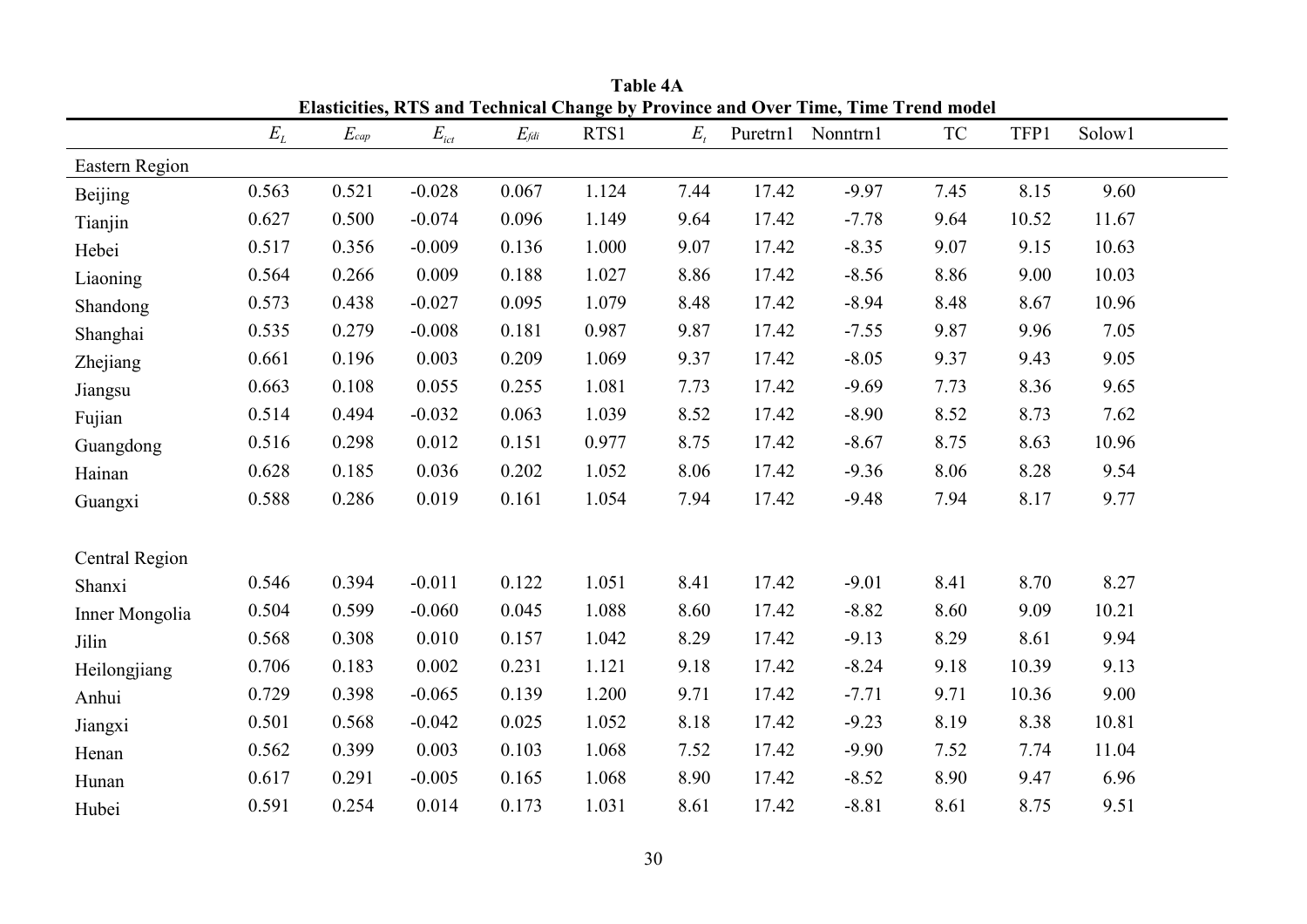**Table 4A**
**Elasticities, RTS and Technical Change by Province and Over Time, Time Trend model**

| | $E_L$ | $E_{cap}$ | $E_{ict}$ | $E_{fdi}$ | RTS1 | $E_t$ | Puretrn1 | Nonntrn1 | TC | TFP1 | Solow1 |
|---|---|---|---|---|---|---|---|---|---|---|---|
| Eastern Region | | | | | | | | | | | |
| Beijing | 0.563 | 0.521 | -0.028 | 0.067 | 1.124 | 7.44 | 17.42 | -9.97 | 7.45 | 8.15 | 9.60 |
| Tianjin | 0.627 | 0.500 | -0.074 | 0.096 | 1.149 | 9.64 | 17.42 | -7.78 | 9.64 | 10.52 | 11.67 |
| Hebei | 0.517 | 0.356 | -0.009 | 0.136 | 1.000 | 9.07 | 17.42 | -8.35 | 9.07 | 9.15 | 10.63 |
| Liaoning | 0.564 | 0.266 | 0.009 | 0.188 | 1.027 | 8.86 | 17.42 | -8.56 | 8.86 | 9.00 | 10.03 |
| Shandong | 0.573 | 0.438 | -0.027 | 0.095 | 1.079 | 8.48 | 17.42 | -8.94 | 8.48 | 8.67 | 10.96 |
| Shanghai | 0.535 | 0.279 | -0.008 | 0.181 | 0.987 | 9.87 | 17.42 | -7.55 | 9.87 | 9.96 | 7.05 |
| Zhejiang | 0.661 | 0.196 | 0.003 | 0.209 | 1.069 | 9.37 | 17.42 | -8.05 | 9.37 | 9.43 | 9.05 |
| Jiangsu | 0.663 | 0.108 | 0.055 | 0.255 | 1.081 | 7.73 | 17.42 | -9.69 | 7.73 | 8.36 | 9.65 |
| Fujian | 0.514 | 0.494 | -0.032 | 0.063 | 1.039 | 8.52 | 17.42 | -8.90 | 8.52 | 8.73 | 7.62 |
| Guangdong | 0.516 | 0.298 | 0.012 | 0.151 | 0.977 | 8.75 | 17.42 | -8.67 | 8.75 | 8.63 | 10.96 |
| Hainan | 0.628 | 0.185 | 0.036 | 0.202 | 1.052 | 8.06 | 17.42 | -9.36 | 8.06 | 8.28 | 9.54 |
| Guangxi | 0.588 | 0.286 | 0.019 | 0.161 | 1.054 | 7.94 | 17.42 | -9.48 | 7.94 | 8.17 | 9.77 |
| Central Region | | | | | | | | | | | |
| Shanxi | 0.546 | 0.394 | -0.011 | 0.122 | 1.051 | 8.41 | 17.42 | -9.01 | 8.41 | 8.70 | 8.27 |
| Inner Mongolia | 0.504 | 0.599 | -0.060 | 0.045 | 1.088 | 8.60 | 17.42 | -8.82 | 8.60 | 9.09 | 10.21 |
| Jilin | 0.568 | 0.308 | 0.010 | 0.157 | 1.042 | 8.29 | 17.42 | -9.13 | 8.29 | 8.61 | 9.94 |
| Heilongjiang | 0.706 | 0.183 | 0.002 | 0.231 | 1.121 | 9.18 | 17.42 | -8.24 | 9.18 | 10.39 | 9.13 |
| Anhui | 0.729 | 0.398 | -0.065 | 0.139 | 1.200 | 9.71 | 17.42 | -7.71 | 9.71 | 10.36 | 9.00 |
| Jiangxi | 0.501 | 0.568 | -0.042 | 0.025 | 1.052 | 8.18 | 17.42 | -9.23 | 8.19 | 8.38 | 10.81 |
| Henan | 0.562 | 0.399 | 0.003 | 0.103 | 1.068 | 7.52 | 17.42 | -9.90 | 7.52 | 7.74 | 11.04 |
| Hunan | 0.617 | 0.291 | -0.005 | 0.165 | 1.068 | 8.90 | 17.42 | -8.52 | 8.90 | 9.47 | 6.96 |
| Hubei | 0.591 | 0.254 | 0.014 | 0.173 | 1.031 | 8.61 | 17.42 | -8.81 | 8.61 | 8.75 | 9.51 |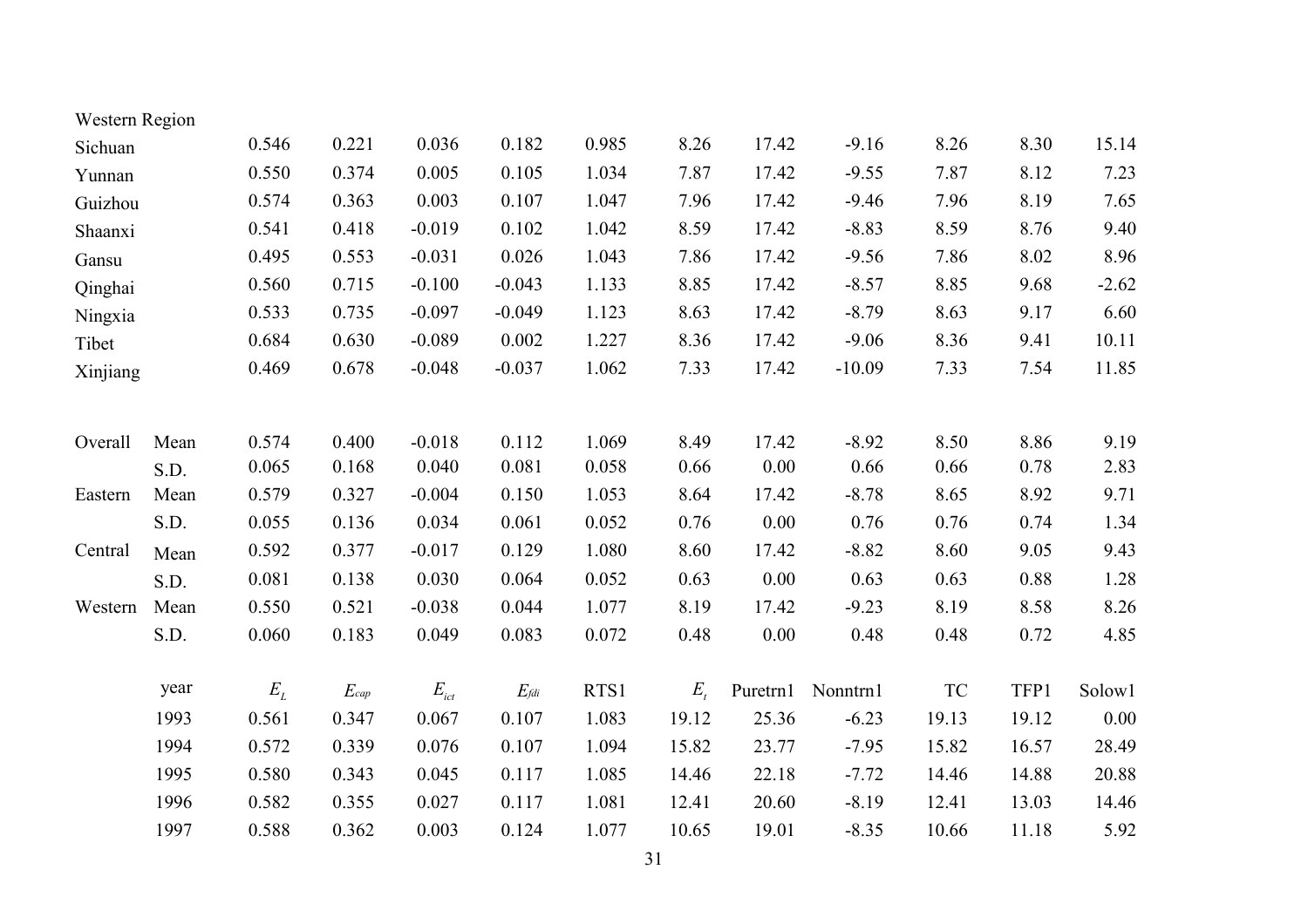| | | | | | | | | | | | | |
|---|---|---|---|---|---|---|---|---|---|---|---|---|
| Western Region | | | | | | | | | | | | |
| Sichuan | | 0.546 | 0.221 | 0.036 | 0.182 | 0.985 | 8.26 | 17.42 | -9.16 | 8.26 | 8.30 | 15.14 |
| Yunnan | | 0.550 | 0.374 | 0.005 | 0.105 | 1.034 | 7.87 | 17.42 | -9.55 | 7.87 | 8.12 | 7.23 |
| Guizhou | | 0.574 | 0.363 | 0.003 | 0.107 | 1.047 | 7.96 | 17.42 | -9.46 | 7.96 | 8.19 | 7.65 |
| Shaanxi | | 0.541 | 0.418 | -0.019 | 0.102 | 1.042 | 8.59 | 17.42 | -8.83 | 8.59 | 8.76 | 9.40 |
| Gansu | | 0.495 | 0.553 | -0.031 | 0.026 | 1.043 | 7.86 | 17.42 | -9.56 | 7.86 | 8.02 | 8.96 |
| Qinghai | | 0.560 | 0.715 | -0.100 | -0.043 | 1.133 | 8.85 | 17.42 | -8.57 | 8.85 | 9.68 | -2.62 |
| Ningxia | | 0.533 | 0.735 | -0.097 | -0.049 | 1.123 | 8.63 | 17.42 | -8.79 | 8.63 | 9.17 | 6.60 |
| Tibet | | 0.684 | 0.630 | -0.089 | 0.002 | 1.227 | 8.36 | 17.42 | -9.06 | 8.36 | 9.41 | 10.11 |
| Xinjiang | | 0.469 | 0.678 | -0.048 | -0.037 | 1.062 | 7.33 | 17.42 | -10.09 | 7.33 | 7.54 | 11.85 |
| | | | | | | | | | | | | |
| Overall | Mean | 0.574 | 0.400 | -0.018 | 0.112 | 1.069 | 8.49 | 17.42 | -8.92 | 8.50 | 8.86 | 9.19 |
| | S.D. | 0.065 | 0.168 | 0.040 | 0.081 | 0.058 | 0.66 | 0.00 | 0.66 | 0.66 | 0.78 | 2.83 |
| Eastern | Mean | 0.579 | 0.327 | -0.004 | 0.150 | 1.053 | 8.64 | 17.42 | -8.78 | 8.65 | 8.92 | 9.71 |
| | S.D. | 0.055 | 0.136 | 0.034 | 0.061 | 0.052 | 0.76 | 0.00 | 0.76 | 0.76 | 0.74 | 1.34 |
| Central | Mean | 0.592 | 0.377 | -0.017 | 0.129 | 1.080 | 8.60 | 17.42 | -8.82 | 8.60 | 9.05 | 9.43 |
| | S.D. | 0.081 | 0.138 | 0.030 | 0.064 | 0.052 | 0.63 | 0.00 | 0.63 | 0.63 | 0.88 | 1.28 |
| Western | Mean | 0.550 | 0.521 | -0.038 | 0.044 | 1.077 | 8.19 | 17.42 | -9.23 | 8.19 | 8.58 | 8.26 |
| | S.D. | 0.060 | 0.183 | 0.049 | 0.083 | 0.072 | 0.48 | 0.00 | 0.48 | 0.48 | 0.72 | 4.85 |
| | | | | | | | | | | | | |
| | year | $E_L$ | $E_{cap}$ | $E_{ict}$ | $E_{fdi}$ | RTS1 | $E_t$ | Puretrn1 | Nonntrn1 | TC | TFP1 | Solow1 |
| | 1993 | 0.561 | 0.347 | 0.067 | 0.107 | 1.083 | 19.12 | 25.36 | -6.23 | 19.13 | 19.12 | 0.00 |
| | 1994 | 0.572 | 0.339 | 0.076 | 0.107 | 1.094 | 15.82 | 23.77 | -7.95 | 15.82 | 16.57 | 28.49 |
| | 1995 | 0.580 | 0.343 | 0.045 | 0.117 | 1.085 | 14.46 | 22.18 | -7.72 | 14.46 | 14.88 | 20.88 |
| | 1996 | 0.582 | 0.355 | 0.027 | 0.117 | 1.081 | 12.41 | 20.60 | -8.19 | 12.41 | 13.03 | 14.46 |
| | 1997 | 0.588 | 0.362 | 0.003 | 0.124 | 1.077 | 10.65 | 19.01 | -8.35 | 10.66 | 11.18 | 5.92 |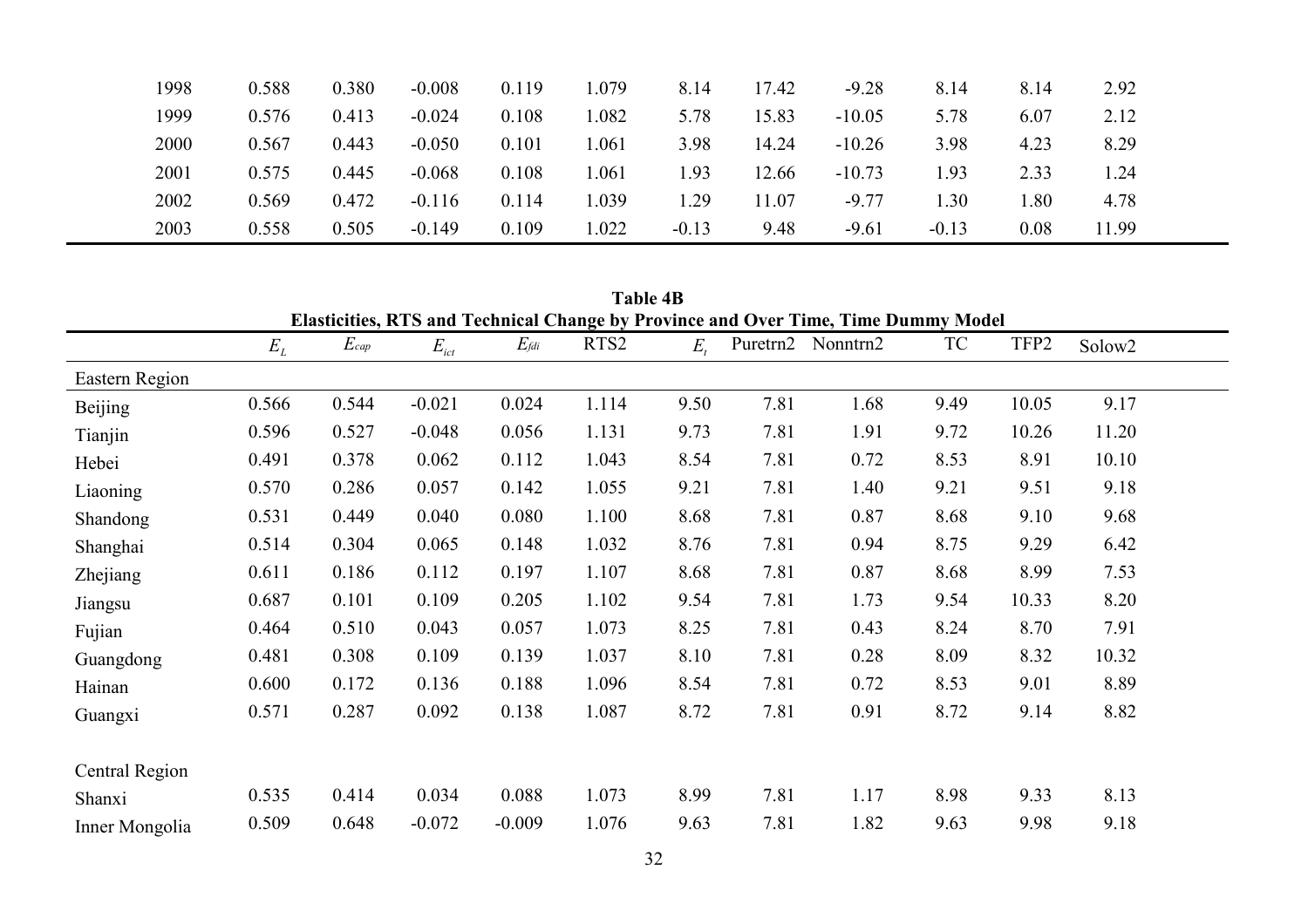| 1998 | 0.588 | 0.380 | -0.008 | 0.119 | 1.079 | 8.14 | 17.42 | -9.28 | 8.14 | 8.14 | 2.92 |
|---|---|---|---|---|---|---|---|---|---|---|---|
| 1999 | 0.576 | 0.413 | -0.024 | 0.108 | 1.082 | 5.78 | 15.83 | -10.05 | 5.78 | 6.07 | 2.12 |
| 2000 | 0.567 | 0.443 | -0.050 | 0.101 | 1.061 | 3.98 | 14.24 | -10.26 | 3.98 | 4.23 | 8.29 |
| 2001 | 0.575 | 0.445 | -0.068 | 0.108 | 1.061 | 1.93 | 12.66 | -10.73 | 1.93 | 2.33 | 1.24 |
| 2002 | 0.569 | 0.472 | -0.116 | 0.114 | 1.039 | 1.29 | 11.07 | -9.77 | 1.30 | 1.80 | 4.78 |
| 2003 | 0.558 | 0.505 | -0.149 | 0.109 | 1.022 | -0.13 | 9.48 | -9.61 | -0.13 | 0.08 | 11.99 |

**Table 4B**

**Elasticities, RTS and Technical Change by Province and Over Time, Time Dummy Model**

| | $E_L$ | $E_{cap}$ | $E_{ict}$ | $E_{fdi}$ | RTS2 | $E_t$ | Puretrn2 | Nonntrn2 | TC | TFP2 | Solow2 |
|---|---|---|---|---|---|---|---|---|---|---|---|
| Eastern Region | | | | | | | | | | | |
| Beijing | 0.566 | 0.544 | -0.021 | 0.024 | 1.114 | 9.50 | 7.81 | 1.68 | 9.49 | 10.05 | 9.17 |
| Tianjin | 0.596 | 0.527 | -0.048 | 0.056 | 1.131 | 9.73 | 7.81 | 1.91 | 9.72 | 10.26 | 11.20 |
| Hebei | 0.491 | 0.378 | 0.062 | 0.112 | 1.043 | 8.54 | 7.81 | 0.72 | 8.53 | 8.91 | 10.10 |
| Liaoning | 0.570 | 0.286 | 0.057 | 0.142 | 1.055 | 9.21 | 7.81 | 1.40 | 9.21 | 9.51 | 9.18 |
| Shandong | 0.531 | 0.449 | 0.040 | 0.080 | 1.100 | 8.68 | 7.81 | 0.87 | 8.68 | 9.10 | 9.68 |
| Shanghai | 0.514 | 0.304 | 0.065 | 0.148 | 1.032 | 8.76 | 7.81 | 0.94 | 8.75 | 9.29 | 6.42 |
| Zhejiang | 0.611 | 0.186 | 0.112 | 0.197 | 1.107 | 8.68 | 7.81 | 0.87 | 8.68 | 8.99 | 7.53 |
| Jiangsu | 0.687 | 0.101 | 0.109 | 0.205 | 1.102 | 9.54 | 7.81 | 1.73 | 9.54 | 10.33 | 8.20 |
| Fujian | 0.464 | 0.510 | 0.043 | 0.057 | 1.073 | 8.25 | 7.81 | 0.43 | 8.24 | 8.70 | 7.91 |
| Guangdong | 0.481 | 0.308 | 0.109 | 0.139 | 1.037 | 8.10 | 7.81 | 0.28 | 8.09 | 8.32 | 10.32 |
| Hainan | 0.600 | 0.172 | 0.136 | 0.188 | 1.096 | 8.54 | 7.81 | 0.72 | 8.53 | 9.01 | 8.89 |
| Guangxi | 0.571 | 0.287 | 0.092 | 0.138 | 1.087 | 8.72 | 7.81 | 0.91 | 8.72 | 9.14 | 8.82 |
| | | | | | | | | | | | |
| Central Region | | | | | | | | | | | |
| Shanxi | 0.535 | 0.414 | 0.034 | 0.088 | 1.073 | 8.99 | 7.81 | 1.17 | 8.98 | 9.33 | 8.13 |
| Inner Mongolia | 0.509 | 0.648 | -0.072 | -0.009 | 1.076 | 9.63 | 7.81 | 1.82 | 9.63 | 9.98 | 9.18 |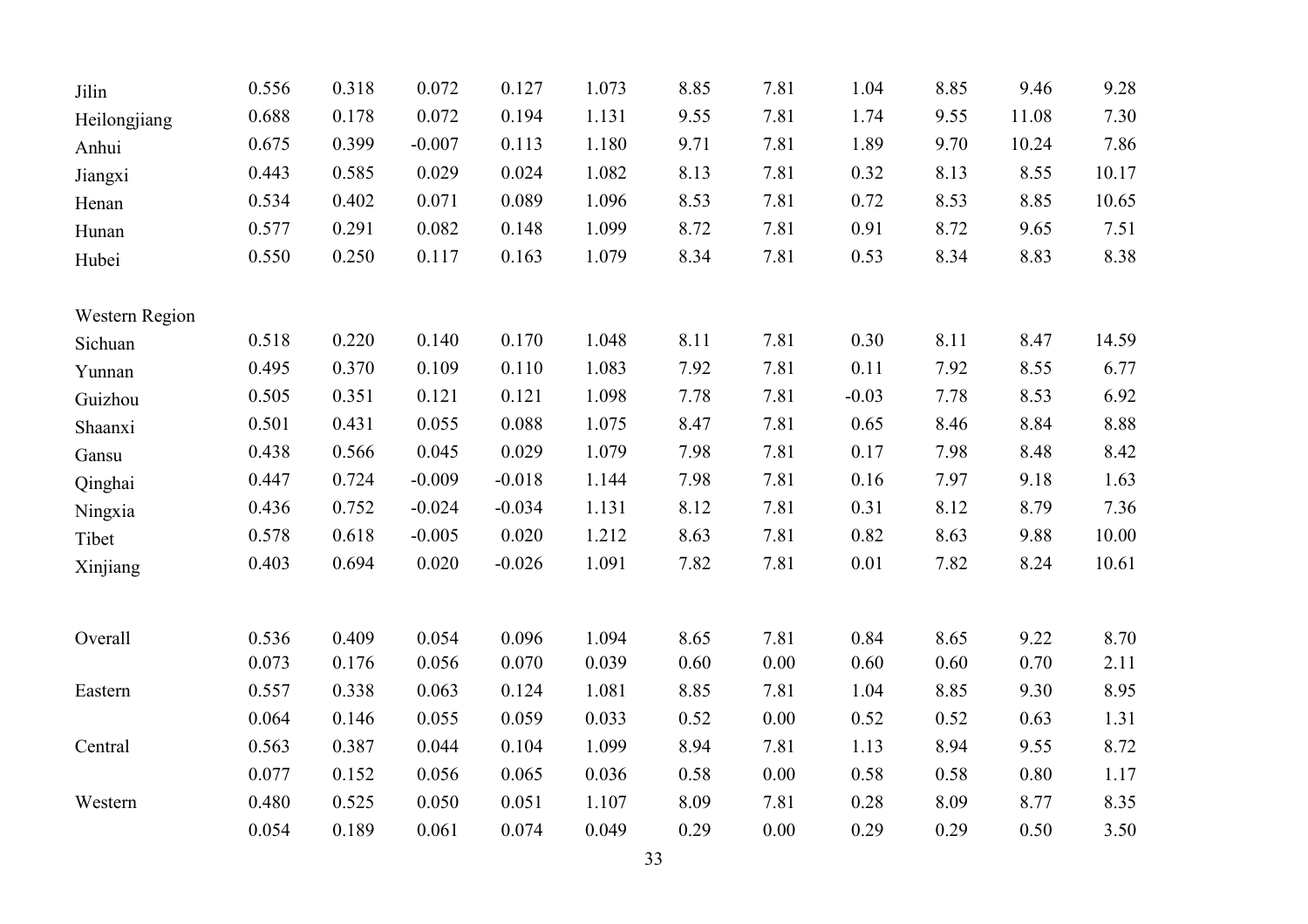| | | | | | | | | | | | |
|---|---|---|---|---|---|---|---|---|---|---|---|
| Jilin | 0.556 | 0.318 | 0.072 | 0.127 | 1.073 | 8.85 | 7.81 | 1.04 | 8.85 | 9.46 | 9.28 |
| Heilongjiang | 0.688 | 0.178 | 0.072 | 0.194 | 1.131 | 9.55 | 7.81 | 1.74 | 9.55 | 11.08 | 7.30 |
| Anhui | 0.675 | 0.399 | -0.007 | 0.113 | 1.180 | 9.71 | 7.81 | 1.89 | 9.70 | 10.24 | 7.86 |
| Jiangxi | 0.443 | 0.585 | 0.029 | 0.024 | 1.082 | 8.13 | 7.81 | 0.32 | 8.13 | 8.55 | 10.17 |
| Henan | 0.534 | 0.402 | 0.071 | 0.089 | 1.096 | 8.53 | 7.81 | 0.72 | 8.53 | 8.85 | 10.65 |
| Hunan | 0.577 | 0.291 | 0.082 | 0.148 | 1.099 | 8.72 | 7.81 | 0.91 | 8.72 | 9.65 | 7.51 |
| Hubei | 0.550 | 0.250 | 0.117 | 0.163 | 1.079 | 8.34 | 7.81 | 0.53 | 8.34 | 8.83 | 8.38 |
| | | | | | | | | | | | |
| Western Region | | | | | | | | | | | |
| Sichuan | 0.518 | 0.220 | 0.140 | 0.170 | 1.048 | 8.11 | 7.81 | 0.30 | 8.11 | 8.47 | 14.59 |
| Yunnan | 0.495 | 0.370 | 0.109 | 0.110 | 1.083 | 7.92 | 7.81 | 0.11 | 7.92 | 8.55 | 6.77 |
| Guizhou | 0.505 | 0.351 | 0.121 | 0.121 | 1.098 | 7.78 | 7.81 | -0.03 | 7.78 | 8.53 | 6.92 |
| Shaanxi | 0.501 | 0.431 | 0.055 | 0.088 | 1.075 | 8.47 | 7.81 | 0.65 | 8.46 | 8.84 | 8.88 |
| Gansu | 0.438 | 0.566 | 0.045 | 0.029 | 1.079 | 7.98 | 7.81 | 0.17 | 7.98 | 8.48 | 8.42 |
| Qinghai | 0.447 | 0.724 | -0.009 | -0.018 | 1.144 | 7.98 | 7.81 | 0.16 | 7.97 | 9.18 | 1.63 |
| Ningxia | 0.436 | 0.752 | -0.024 | -0.034 | 1.131 | 8.12 | 7.81 | 0.31 | 8.12 | 8.79 | 7.36 |
| Tibet | 0.578 | 0.618 | -0.005 | 0.020 | 1.212 | 8.63 | 7.81 | 0.82 | 8.63 | 9.88 | 10.00 |
| Xinjiang | 0.403 | 0.694 | 0.020 | -0.026 | 1.091 | 7.82 | 7.81 | 0.01 | 7.82 | 8.24 | 10.61 |
| | | | | | | | | | | | |
| Overall | 0.536 | 0.409 | 0.054 | 0.096 | 1.094 | 8.65 | 7.81 | 0.84 | 8.65 | 9.22 | 8.70 |
| | 0.073 | 0.176 | 0.056 | 0.070 | 0.039 | 0.60 | 0.00 | 0.60 | 0.60 | 0.70 | 2.11 |
| Eastern | 0.557 | 0.338 | 0.063 | 0.124 | 1.081 | 8.85 | 7.81 | 1.04 | 8.85 | 9.30 | 8.95 |
| | 0.064 | 0.146 | 0.055 | 0.059 | 0.033 | 0.52 | 0.00 | 0.52 | 0.52 | 0.63 | 1.31 |
| Central | 0.563 | 0.387 | 0.044 | 0.104 | 1.099 | 8.94 | 7.81 | 1.13 | 8.94 | 9.55 | 8.72 |
| | 0.077 | 0.152 | 0.056 | 0.065 | 0.036 | 0.58 | 0.00 | 0.58 | 0.58 | 0.80 | 1.17 |
| Western | 0.480 | 0.525 | 0.050 | 0.051 | 1.107 | 8.09 | 7.81 | 0.28 | 8.09 | 8.77 | 8.35 |
| | 0.054 | 0.189 | 0.061 | 0.074 | 0.049 | 0.29 | 0.00 | 0.29 | 0.29 | 0.50 | 3.50 |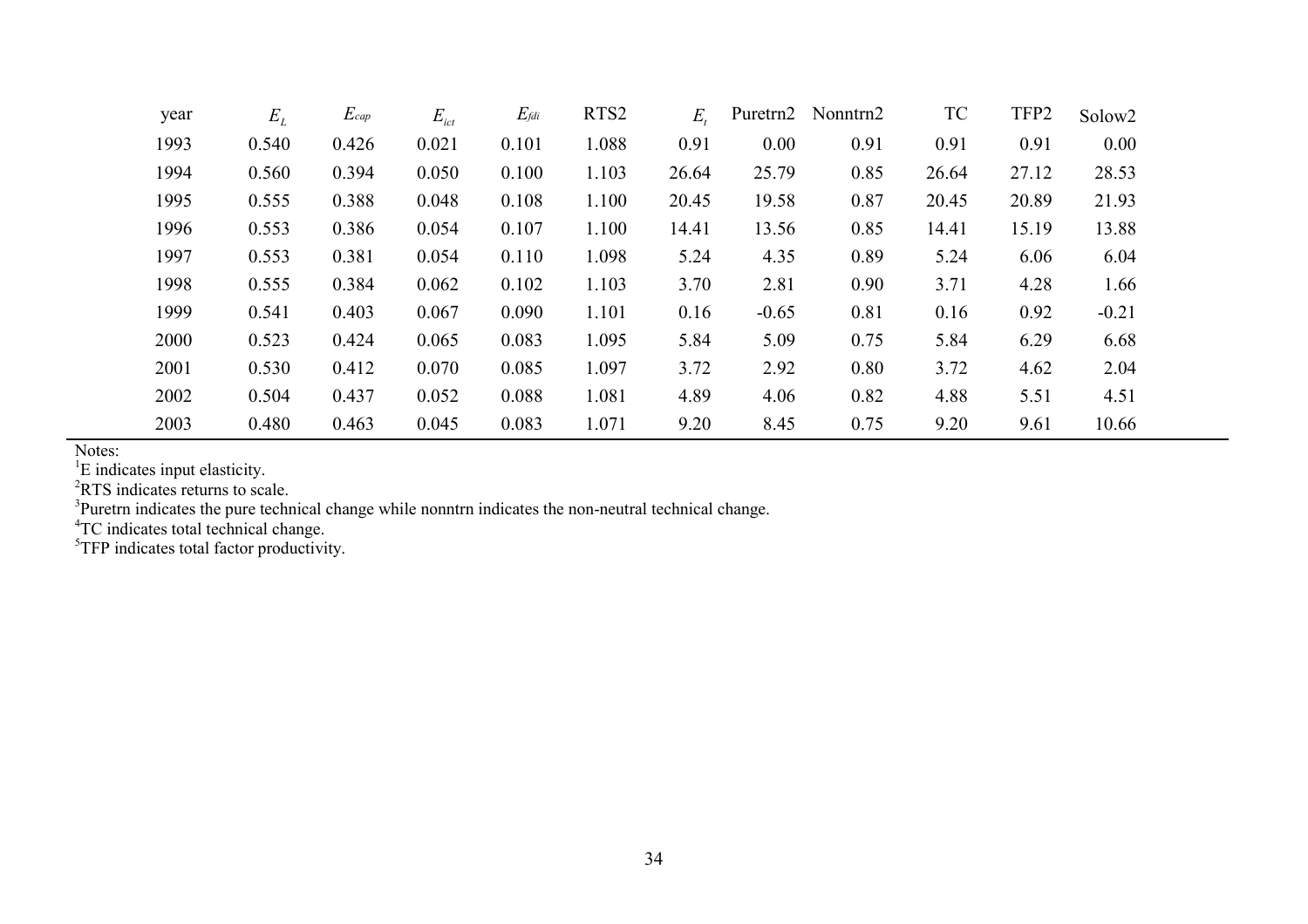| year | $E_L$ | $E_{cap}$ | $E_{ict}$ | $E_{fdi}$ | RTS2 | $E_t$ | Puretrn2 | Nonntrn2 | TC | TFP2 | Solow2 |
|---|---|---|---|---|---|---|---|---|---|---|---|
| 1993 | 0.540 | 0.426 | 0.021 | 0.101 | 1.088 | 0.91 | 0.00 | 0.91 | 0.91 | 0.91 | 0.00 |
| 1994 | 0.560 | 0.394 | 0.050 | 0.100 | 1.103 | 26.64 | 25.79 | 0.85 | 26.64 | 27.12 | 28.53 |
| 1995 | 0.555 | 0.388 | 0.048 | 0.108 | 1.100 | 20.45 | 19.58 | 0.87 | 20.45 | 20.89 | 21.93 |
| 1996 | 0.553 | 0.386 | 0.054 | 0.107 | 1.100 | 14.41 | 13.56 | 0.85 | 14.41 | 15.19 | 13.88 |
| 1997 | 0.553 | 0.381 | 0.054 | 0.110 | 1.098 | 5.24 | 4.35 | 0.89 | 5.24 | 6.06 | 6.04 |
| 1998 | 0.555 | 0.384 | 0.062 | 0.102 | 1.103 | 3.70 | 2.81 | 0.90 | 3.71 | 4.28 | 1.66 |
| 1999 | 0.541 | 0.403 | 0.067 | 0.090 | 1.101 | 0.16 | -0.65 | 0.81 | 0.16 | 0.92 | -0.21 |
| 2000 | 0.523 | 0.424 | 0.065 | 0.083 | 1.095 | 5.84 | 5.09 | 0.75 | 5.84 | 6.29 | 6.68 |
| 2001 | 0.530 | 0.412 | 0.070 | 0.085 | 1.097 | 3.72 | 2.92 | 0.80 | 3.72 | 4.62 | 2.04 |
| 2002 | 0.504 | 0.437 | 0.052 | 0.088 | 1.081 | 4.89 | 4.06 | 0.82 | 4.88 | 5.51 | 4.51 |
| 2003 | 0.480 | 0.463 | 0.045 | 0.083 | 1.071 | 9.20 | 8.45 | 0.75 | 9.20 | 9.61 | 10.66 |

Notes:

[1]E indicates input elasticity.

[2]RTS indicates returns to scale.

[3]Puretrn indicates the pure technical change while nonntrn indicates the non-neutral technical change.

[4]TC indicates total technical change.

[5]TFP indicates total factor productivity.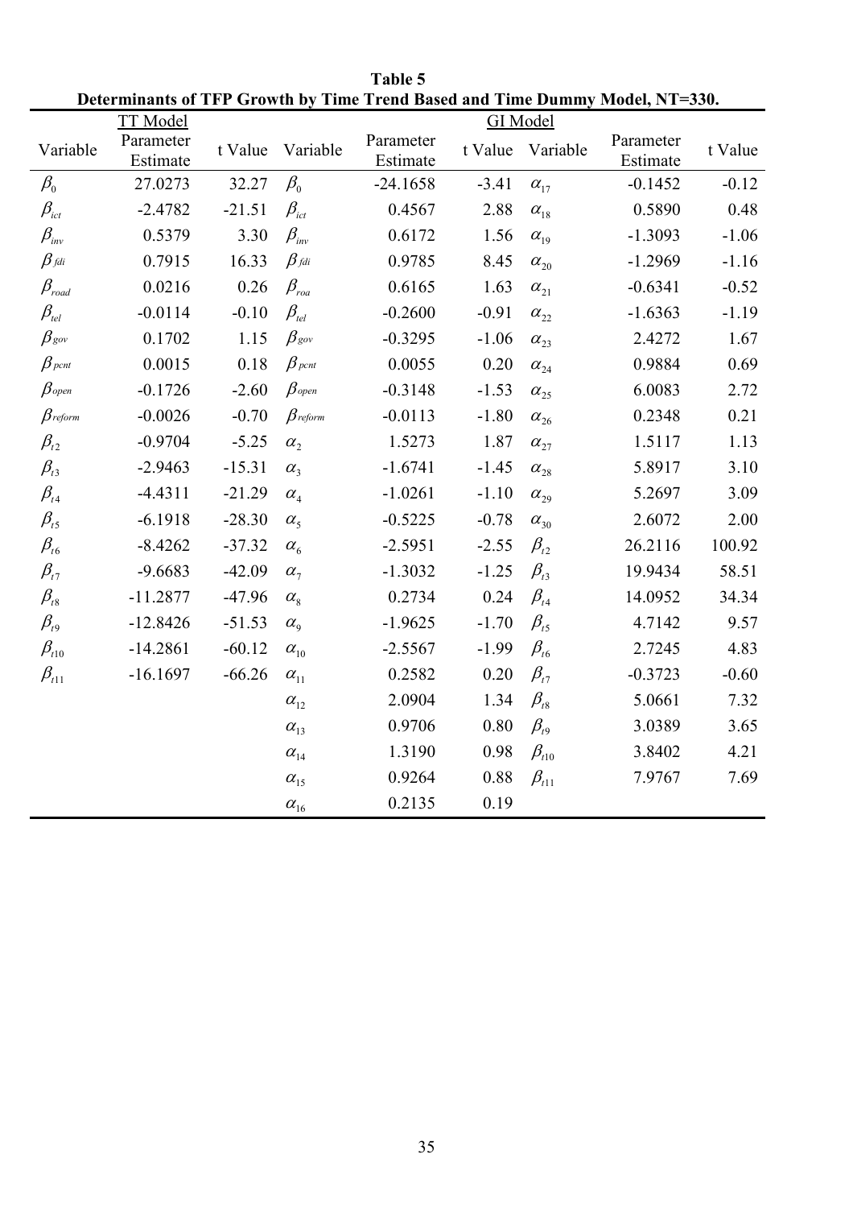**Table 5**
**Determinants of TFP Growth by Time Trend Based and Time Dummy Model, NT=330.**

| TT Model | | | GI Model | | | | | |
|---|---|---|---|---|---|---|---|---|
| Variable | Parameter Estimate | t Value | Variable | Parameter Estimate | t Value | Variable | Parameter Estimate | t Value |
| $\beta_0$ | 27.0273 | 32.27 | $\beta_0$ | -24.1658 | -3.41 | $\alpha_{17}$ | -0.1452 | -0.12 |
| $\beta_{ict}$ | -2.4782 | -21.51 | $\beta_{ict}$ | 0.4567 | 2.88 | $\alpha_{18}$ | 0.5890 | 0.48 |
| $\beta_{inv}$ | 0.5379 | 3.30 | $\beta_{inv}$ | 0.6172 | 1.56 | $\alpha_{19}$ | -1.3093 | -1.06 |
| $\beta_{fdi}$ | 0.7915 | 16.33 | $\beta_{fdi}$ | 0.9785 | 8.45 | $\alpha_{20}$ | -1.2969 | -1.16 |
| $\beta_{road}$ | 0.0216 | 0.26 | $\beta_{roa}$ | 0.6165 | 1.63 | $\alpha_{21}$ | -0.6341 | -0.52 |
| $\beta_{tel}$ | -0.0114 | -0.10 | $\beta_{tel}$ | -0.2600 | -0.91 | $\alpha_{22}$ | -1.6363 | -1.19 |
| $\beta_{gov}$ | 0.1702 | 1.15 | $\beta_{gov}$ | -0.3295 | -1.06 | $\alpha_{23}$ | 2.4272 | 1.67 |
| $\beta_{pcnt}$ | 0.0015 | 0.18 | $\beta_{pcnt}$ | 0.0055 | 0.20 | $\alpha_{24}$ | 0.9884 | 0.69 |
| $\beta_{open}$ | -0.1726 | -2.60 | $\beta_{open}$ | -0.3148 | -1.53 | $\alpha_{25}$ | 6.0083 | 2.72 |
| $\beta_{reform}$ | -0.0026 | -0.70 | $\beta_{reform}$ | -0.0113 | -1.80 | $\alpha_{26}$ | 0.2348 | 0.21 |
| $\beta_{t2}$ | -0.9704 | -5.25 | $\alpha_2$ | 1.5273 | 1.87 | $\alpha_{27}$ | 1.5117 | 1.13 |
| $\beta_{t3}$ | -2.9463 | -15.31 | $\alpha_3$ | -1.6741 | -1.45 | $\alpha_{28}$ | 5.8917 | 3.10 |
| $\beta_{t4}$ | -4.4311 | -21.29 | $\alpha_4$ | -1.0261 | -1.10 | $\alpha_{29}$ | 5.2697 | 3.09 |
| $\beta_{t5}$ | -6.1918 | -28.30 | $\alpha_5$ | -0.5225 | -0.78 | $\alpha_{30}$ | 2.6072 | 2.00 |
| $\beta_{t6}$ | -8.4262 | -37.32 | $\alpha_6$ | -2.5951 | -2.55 | $\beta_{t2}$ | 26.2116 | 100.92 |
| $\beta_{t7}$ | -9.6683 | -42.09 | $\alpha_7$ | -1.3032 | -1.25 | $\beta_{t3}$ | 19.9434 | 58.51 |
| $\beta_{t8}$ | -11.2877 | -47.96 | $\alpha_8$ | 0.2734 | 0.24 | $\beta_{t4}$ | 14.0952 | 34.34 |
| $\beta_{t9}$ | -12.8426 | -51.53 | $\alpha_9$ | -1.9625 | -1.70 | $\beta_{t5}$ | 4.7142 | 9.57 |
| $\beta_{t10}$ | -14.2861 | -60.12 | $\alpha_{10}$ | -2.5567 | -1.99 | $\beta_{t6}$ | 2.7245 | 4.83 |
| $\beta_{t11}$ | -16.1697 | -66.26 | $\alpha_{11}$ | 0.2582 | 0.20 | $\beta_{t7}$ | -0.3723 | -0.60 |
| | | | $\alpha_{12}$ | 2.0904 | 1.34 | $\beta_{t8}$ | 5.0661 | 7.32 |
| | | | $\alpha_{13}$ | 0.9706 | 0.80 | $\beta_{t9}$ | 3.0389 | 3.65 |
| | | | $\alpha_{14}$ | 1.3190 | 0.98 | $\beta_{t10}$ | 3.8402 | 4.21 |
| | | | $\alpha_{15}$ | 0.9264 | 0.88 | $\beta_{t11}$ | 7.9767 | 7.69 |
| | | | $\alpha_{16}$ | 0.2135 | 0.19 | | | |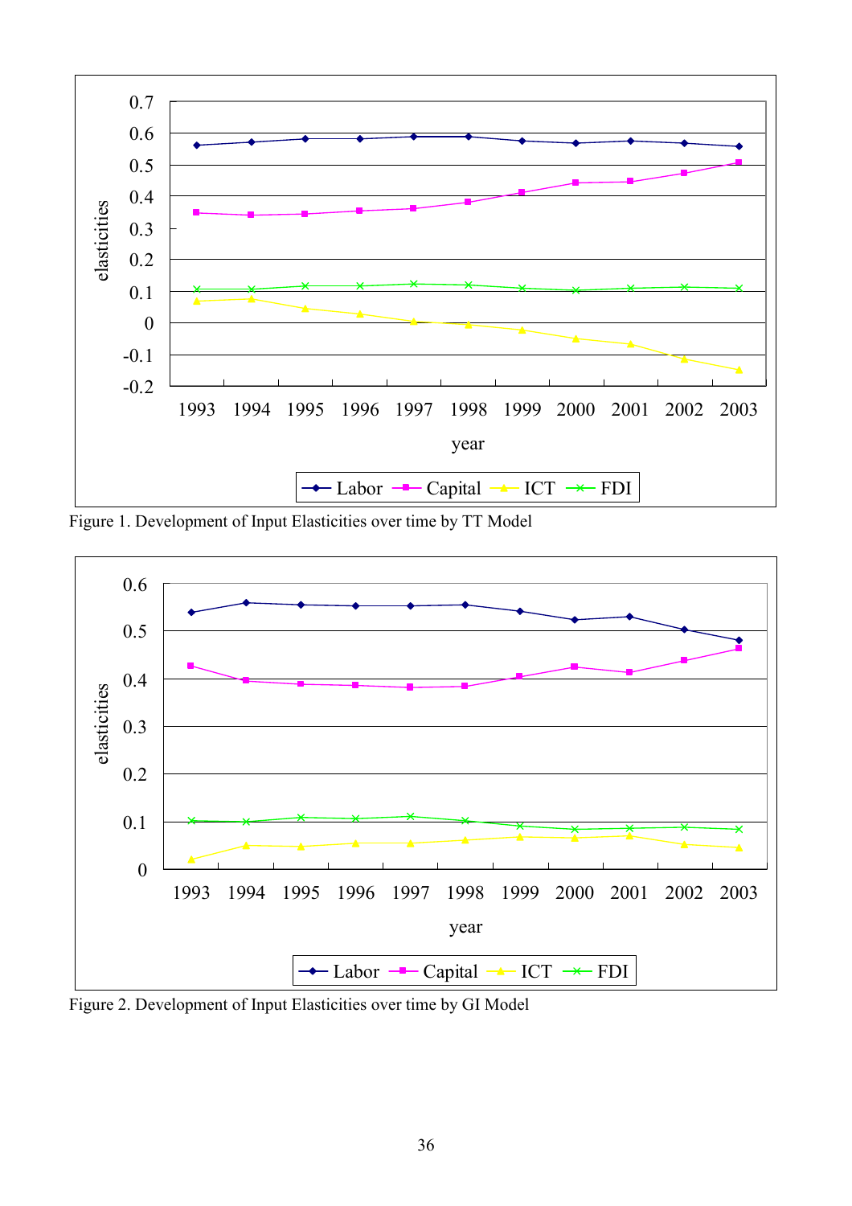Figure 1. Development of Input Elasticities over time by TT Model

Figure 2. Development of Input Elasticities over time by GI Model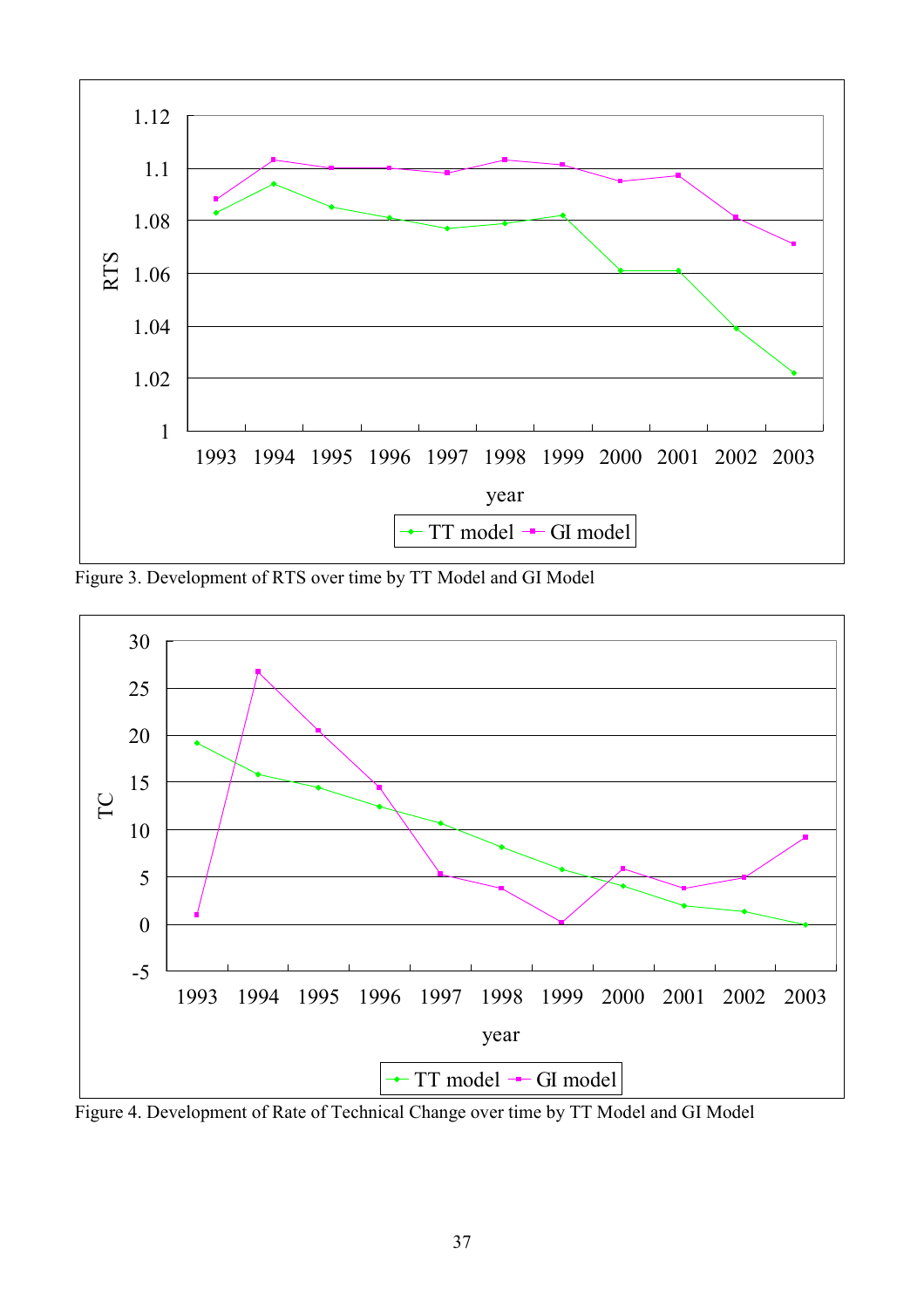Figure 3. Development of RTS over time by TT Model and GI Model

Figure 4. Development of Rate of Technical Change over time by TT Model and GI Model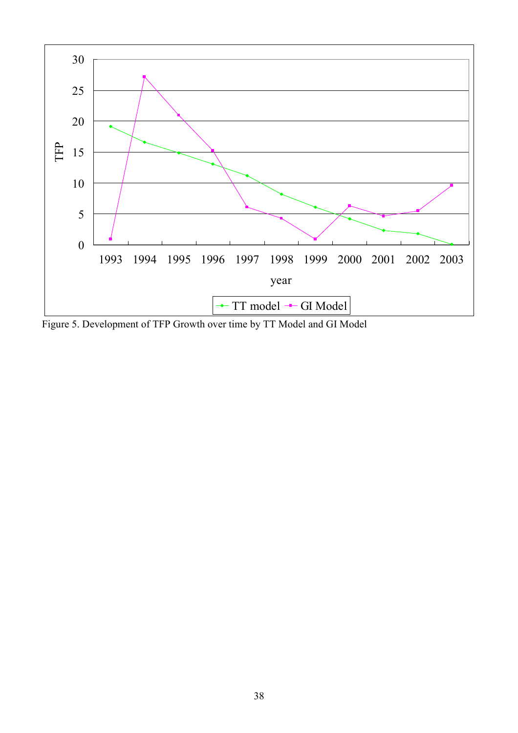30
25
20
15
10
5
0

TFP

1993 1994 1995 1996 1997 1998 1999 2000 2001 2002 2003

year

TT model GI Model

Figure 5. Development of TFP Growth over time by TT Model and GI Model